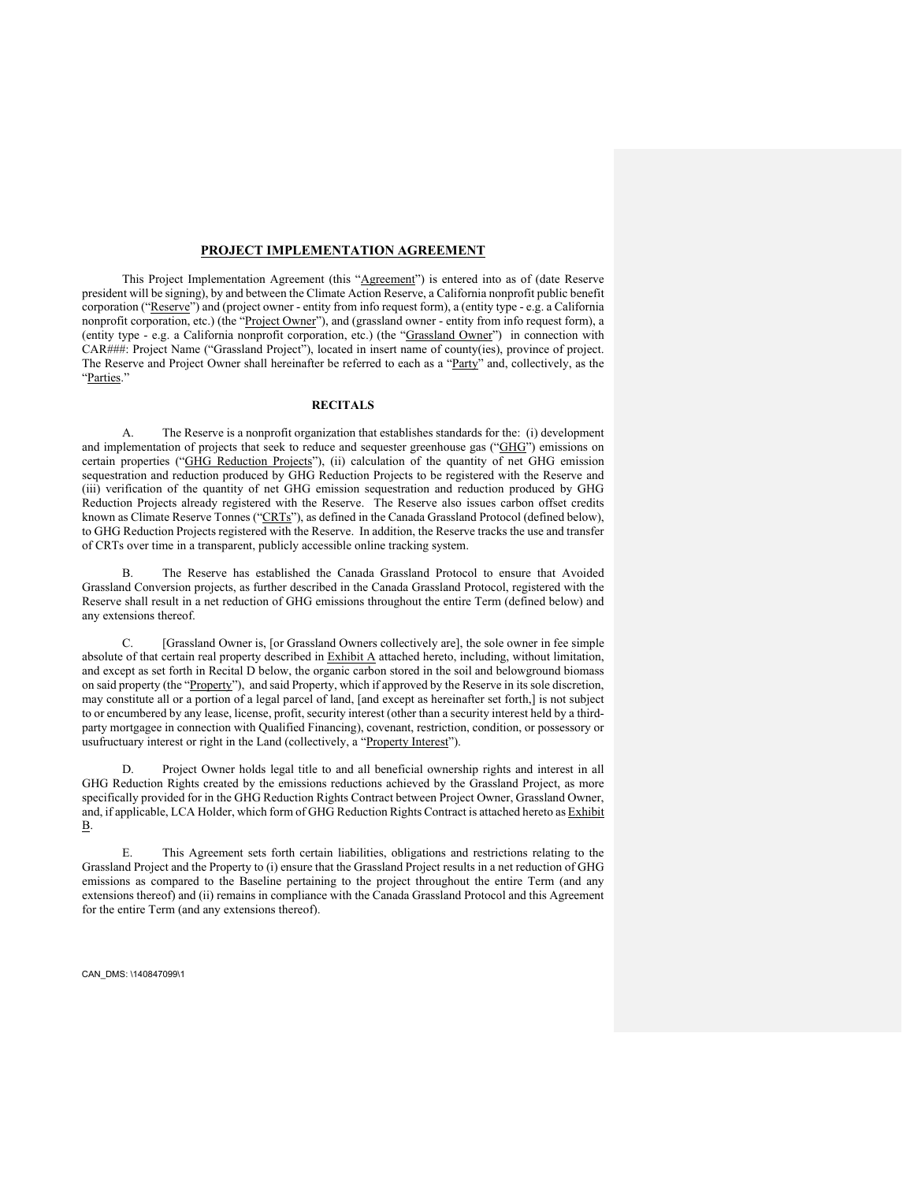# PROJECT IMPLEMENTATION AGREEMENT

This Project Implementation Agreement (this "Agreement") is entered into as of (date Reserve president will be signing), by and between the Climate Action Reserve, a California nonprofit public benefit corporation ("Reserve") and (project owner - entity from info request form), a (entity type - e.g. a California nonprofit corporation, etc.) (the "Project Owner"), and (grassland owner - entity from info request form), a (entity type - e.g. a California nonprofit corporation, etc.) (the "Grassland Owner") in connection with CAR###: Project Name ("Grassland Project"), located in insert name of county(ies), province of project. The Reserve and Project Owner shall hereinafter be referred to each as a "Party" and, collectively, as the "Parties."

## RECITALS

A. The Reserve is a nonprofit organization that establishes standards for the: (i) development and implementation of projects that seek to reduce and sequester greenhouse gas ("GHG") emissions on certain properties ("GHG Reduction Projects"), (ii) calculation of the quantity of net GHG emission sequestration and reduction produced by GHG Reduction Projects to be registered with the Reserve and (iii) verification of the quantity of net GHG emission sequestration and reduction produced by GHG Reduction Projects already registered with the Reserve. The Reserve also issues carbon offset credits known as Climate Reserve Tonnes ("CRTs"), as defined in the Canada Grassland Protocol (defined below), to GHG Reduction Projects registered with the Reserve. In addition, the Reserve tracks the use and transfer of CRTs over time in a transparent, publicly accessible online tracking system.

B. The Reserve has established the Canada Grassland Protocol to ensure that Avoided Grassland Conversion projects, as further described in the Canada Grassland Protocol, registered with the Reserve shall result in a net reduction of GHG emissions throughout the entire Term (defined below) and any extensions thereof.

C. [Grassland Owner is, [or Grassland Owners collectively are], the sole owner in fee simple absolute of that certain real property described in Exhibit A attached hereto, including, without limitation, and except as set forth in Recital D below, the organic carbon stored in the soil and belowground biomass on said property (the "Property"), and said Property, which if approved by the Reserve in its sole discretion, may constitute all or a portion of a legal parcel of land, [and except as hereinafter set forth,] is not subject to or encumbered by any lease, license, profit, security interest (other than a security interest held by a third-party mortgagee in connection with Qualified Financing), covenant, restriction, condition, or possessory or usufructuary interest or right in the Land (collectively, a "Property Interest").

D. Project Owner holds legal title to and all beneficial ownership rights and interest in all GHG Reduction Rights created by the emissions reductions achieved by the Grassland Project, as more specifically provided for in the GHG Reduction Rights Contract between Project Owner, Grassland Owner, and, if applicable, LCA Holder, which form of GHG Reduction Rights Contract is attached hereto as Exhibit B.

E. This Agreement sets forth certain liabilities, obligations and restrictions relating to the Grassland Project and the Property to (i) ensure that the Grassland Project results in a net reduction of GHG emissions as compared to the Baseline pertaining to the project throughout the entire Term (and any extensions thereof) and (ii) remains in compliance with the Canada Grassland Protocol and this Agreement for the entire Term (and any extensions thereof).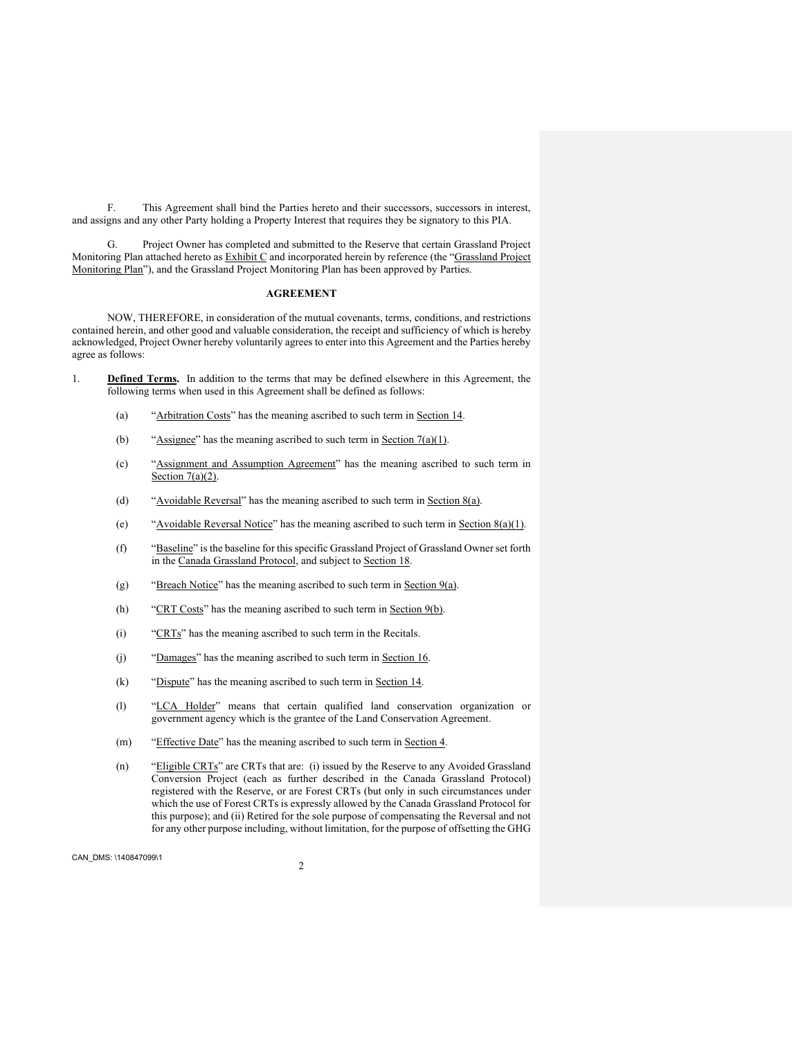F. This Agreement shall bind the Parties hereto and their successors, successors in interest, and assigns and any other Party holding a Property Interest that requires they be signatory to this PIA.

G. Project Owner has completed and submitted to the Reserve that certain Grassland Project Monitoring Plan attached hereto as Exhibit C and incorporated herein by reference (the "Grassland Project Monitoring Plan"), and the Grassland Project Monitoring Plan has been approved by Parties.

**AGREEMENT**

NOW, THEREFORE, in consideration of the mutual covenants, terms, conditions, and restrictions contained herein, and other good and valuable consideration, the receipt and sufficiency of which is hereby acknowledged, Project Owner hereby voluntarily agrees to enter into this Agreement and the Parties hereby agree as follows:

1. **Defined Terms.** In addition to the terms that may be defined elsewhere in this Agreement, the following terms when used in this Agreement shall be defined as follows:

   (a) "Arbitration Costs" has the meaning ascribed to such term in Section 14.

   (b) "Assignee" has the meaning ascribed to such term in Section 7(a)(1).

   (c) "Assignment and Assumption Agreement" has the meaning ascribed to such term in Section 7(a)(2).

   (d) "Avoidable Reversal" has the meaning ascribed to such term in Section 8(a).

   (e) "Avoidable Reversal Notice" has the meaning ascribed to such term in Section 8(a)(1).

   (f) "Baseline" is the baseline for this specific Grassland Project of Grassland Owner set forth in the Canada Grassland Protocol, and subject to Section 18.

   (g) "Breach Notice" has the meaning ascribed to such term in Section 9(a).

   (h) "CRT Costs" has the meaning ascribed to such term in Section 9(b).

   (i) "CRTs" has the meaning ascribed to such term in the Recitals.

   (j) "Damages" has the meaning ascribed to such term in Section 16.

   (k) "Dispute" has the meaning ascribed to such term in Section 14.

   (l) "LCA Holder" means that certain qualified land conservation organization or government agency which is the grantee of the Land Conservation Agreement.

   (m) "Effective Date" has the meaning ascribed to such term in Section 4.

   (n) "Eligible CRTs" are CRTs that are: (i) issued by the Reserve to any Avoided Grassland Conversion Project (each as further described in the Canada Grassland Protocol) registered with the Reserve, or are Forest CRTs (but only in such circumstances under which the use of Forest CRTs is expressly allowed by the Canada Grassland Protocol for this purpose); and (ii) Retired for the sole purpose of compensating the Reversal and not for any other purpose including, without limitation, for the purpose of offsetting the GHG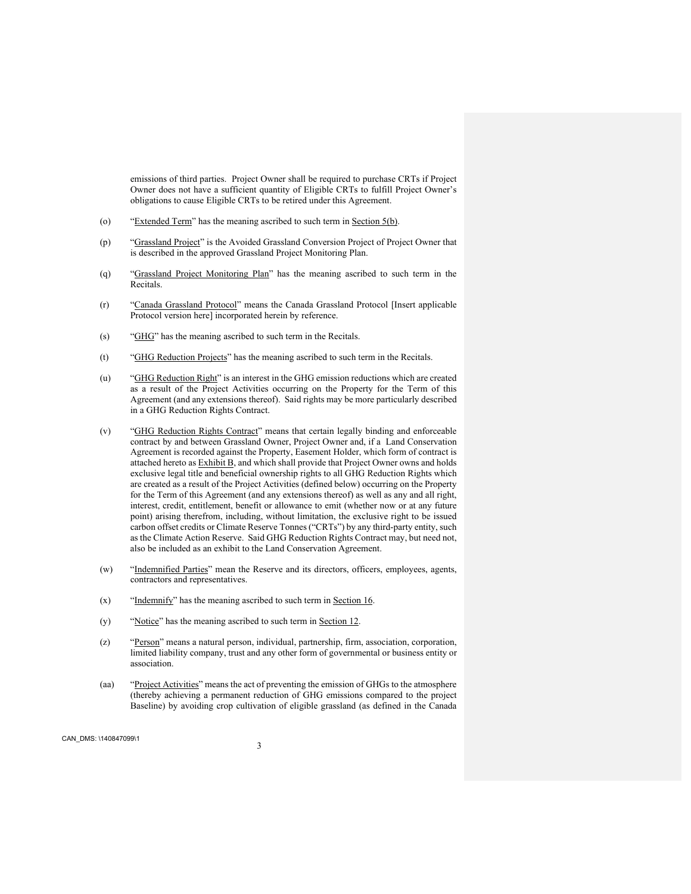emissions of third parties. Project Owner shall be required to purchase CRTs if Project Owner does not have a sufficient quantity of Eligible CRTs to fulfill Project Owner's obligations to cause Eligible CRTs to be retired under this Agreement.

(o) "Extended Term" has the meaning ascribed to such term in Section 5(b).

(p) "Grassland Project" is the Avoided Grassland Conversion Project of Project Owner that is described in the approved Grassland Project Monitoring Plan.

(q) "Grassland Project Monitoring Plan" has the meaning ascribed to such term in the Recitals.

(r) "Canada Grassland Protocol" means the Canada Grassland Protocol [Insert applicable Protocol version here] incorporated herein by reference.

(s) "GHG" has the meaning ascribed to such term in the Recitals.

(t) "GHG Reduction Projects" has the meaning ascribed to such term in the Recitals.

(u) "GHG Reduction Right" is an interest in the GHG emission reductions which are created as a result of the Project Activities occurring on the Property for the Term of this Agreement (and any extensions thereof). Said rights may be more particularly described in a GHG Reduction Rights Contract.

(v) "GHG Reduction Rights Contract" means that certain legally binding and enforceable contract by and between Grassland Owner, Project Owner and, if a Land Conservation Agreement is recorded against the Property, Easement Holder, which form of contract is attached hereto as Exhibit B, and which shall provide that Project Owner owns and holds exclusive legal title and beneficial ownership rights to all GHG Reduction Rights which are created as a result of the Project Activities (defined below) occurring on the Property for the Term of this Agreement (and any extensions thereof) as well as any and all right, interest, credit, entitlement, benefit or allowance to emit (whether now or at any future point) arising therefrom, including, without limitation, the exclusive right to be issued carbon offset credits or Climate Reserve Tonnes ("CRTs") by any third-party entity, such as the Climate Action Reserve. Said GHG Reduction Rights Contract may, but need not, also be included as an exhibit to the Land Conservation Agreement.

(w) "Indemnified Parties" mean the Reserve and its directors, officers, employees, agents, contractors and representatives.

(x) "Indemnify" has the meaning ascribed to such term in Section 16.

(y) "Notice" has the meaning ascribed to such term in Section 12.

(z) "Person" means a natural person, individual, partnership, firm, association, corporation, limited liability company, trust and any other form of governmental or business entity or association.

(aa) "Project Activities" means the act of preventing the emission of GHGs to the atmosphere (thereby achieving a permanent reduction of GHG emissions compared to the project Baseline) by avoiding crop cultivation of eligible grassland (as defined in the Canada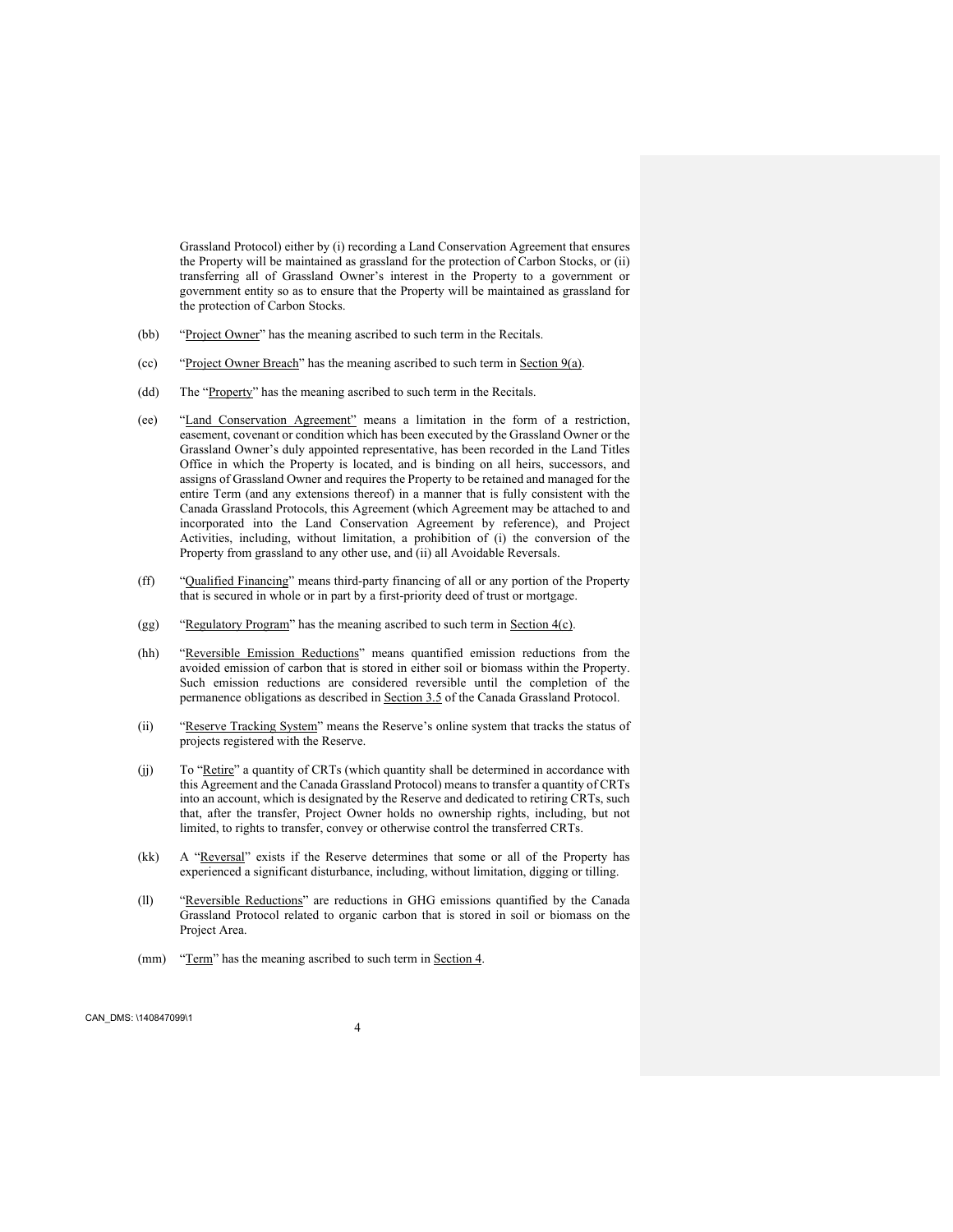Grassland Protocol) either by (i) recording a Land Conservation Agreement that ensures the Property will be maintained as grassland for the protection of Carbon Stocks, or (ii) transferring all of Grassland Owner's interest in the Property to a government or government entity so as to ensure that the Property will be maintained as grassland for the protection of Carbon Stocks.

(bb) "Project Owner" has the meaning ascribed to such term in the Recitals.

(cc) "Project Owner Breach" has the meaning ascribed to such term in Section 9(a).

(dd) The "Property" has the meaning ascribed to such term in the Recitals.

(ee) "Land Conservation Agreement" means a limitation in the form of a restriction, easement, covenant or condition which has been executed by the Grassland Owner or the Grassland Owner's duly appointed representative, has been recorded in the Land Titles Office in which the Property is located, and is binding on all heirs, successors, and assigns of Grassland Owner and requires the Property to be retained and managed for the entire Term (and any extensions thereof) in a manner that is fully consistent with the Canada Grassland Protocols, this Agreement (which Agreement may be attached to and incorporated into the Land Conservation Agreement by reference), and Project Activities, including, without limitation, a prohibition of (i) the conversion of the Property from grassland to any other use, and (ii) all Avoidable Reversals.

(ff) "Qualified Financing" means third-party financing of all or any portion of the Property that is secured in whole or in part by a first-priority deed of trust or mortgage.

(gg) "Regulatory Program" has the meaning ascribed to such term in Section 4(c).

(hh) "Reversible Emission Reductions" means quantified emission reductions from the avoided emission of carbon that is stored in either soil or biomass within the Property. Such emission reductions are considered reversible until the completion of the permanence obligations as described in Section 3.5 of the Canada Grassland Protocol.

(ii) "Reserve Tracking System" means the Reserve's online system that tracks the status of projects registered with the Reserve.

(jj) To "Retire" a quantity of CRTs (which quantity shall be determined in accordance with this Agreement and the Canada Grassland Protocol) means to transfer a quantity of CRTs into an account, which is designated by the Reserve and dedicated to retiring CRTs, such that, after the transfer, Project Owner holds no ownership rights, including, but not limited, to rights to transfer, convey or otherwise control the transferred CRTs.

(kk) A "Reversal" exists if the Reserve determines that some or all of the Property has experienced a significant disturbance, including, without limitation, digging or tilling.

(ll) "Reversible Reductions" are reductions in GHG emissions quantified by the Canada Grassland Protocol related to organic carbon that is stored in soil or biomass on the Project Area.

(mm) "Term" has the meaning ascribed to such term in Section 4.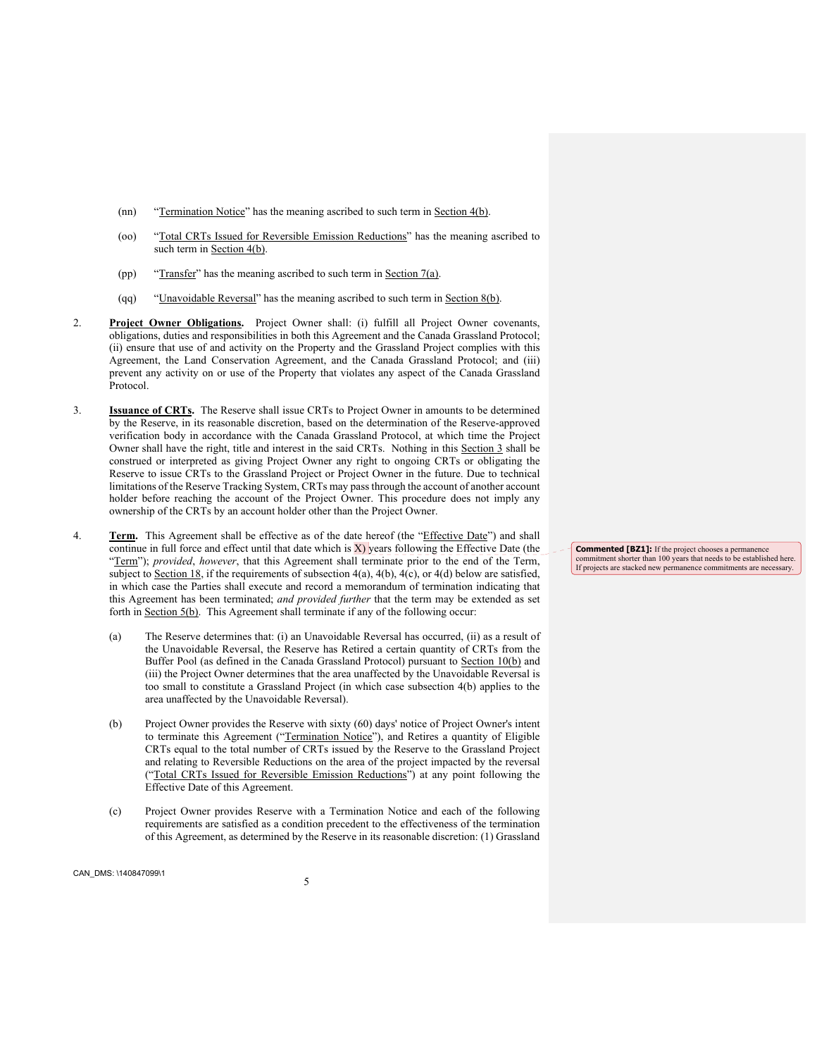(nn) "Termination Notice" has the meaning ascribed to such term in Section 4(b).

(oo) "Total CRTs Issued for Reversible Emission Reductions" has the meaning ascribed to such term in Section 4(b).

(pp) "Transfer" has the meaning ascribed to such term in Section 7(a).

(qq) "Unavoidable Reversal" has the meaning ascribed to such term in Section 8(b).

2. **Project Owner Obligations.** Project Owner shall: (i) fulfill all Project Owner covenants, obligations, duties and responsibilities in both this Agreement and the Canada Grassland Protocol; (ii) ensure that use of and activity on the Property and the Grassland Project complies with this Agreement, the Land Conservation Agreement, and the Canada Grassland Protocol; and (iii) prevent any activity on or use of the Property that violates any aspect of the Canada Grassland Protocol.

3. **Issuance of CRTs.** The Reserve shall issue CRTs to Project Owner in amounts to be determined by the Reserve, in its reasonable discretion, based on the determination of the Reserve-approved verification body in accordance with the Canada Grassland Protocol, at which time the Project Owner shall have the right, title and interest in the said CRTs. Nothing in this Section 3 shall be construed or interpreted as giving Project Owner any right to ongoing CRTs or obligating the Reserve to issue CRTs to the Grassland Project or Project Owner in the future. Due to technical limitations of the Reserve Tracking System, CRTs may pass through the account of another account holder before reaching the account of the Project Owner. This procedure does not imply any ownership of the CRTs by an account holder other than the Project Owner.

4. **Term.** This Agreement shall be effective as of the date hereof (the "Effective Date") and shall continue in full force and effect until that date which is X) years following the Effective Date (the "Term"); *provided*, *however*, that this Agreement shall terminate prior to the end of the Term, subject to Section 18, if the requirements of subsection 4(a), 4(b), 4(c), or 4(d) below are satisfied, in which case the Parties shall execute and record a memorandum of termination indicating that this Agreement has been terminated; *and provided further* that the term may be extended as set forth in Section 5(b). This Agreement shall terminate if any of the following occur:

**Commented [BZ1]:** If the project chooses a permanence commitment shorter than 100 years that needs to be established here. If projects are stacked new permanence commitments are necessary.

(a) The Reserve determines that: (i) an Unavoidable Reversal has occurred, (ii) as a result of the Unavoidable Reversal, the Reserve has Retired a certain quantity of CRTs from the Buffer Pool (as defined in the Canada Grassland Protocol) pursuant to Section 10(b) and (iii) the Project Owner determines that the area unaffected by the Unavoidable Reversal is too small to constitute a Grassland Project (in which case subsection 4(b) applies to the area unaffected by the Unavoidable Reversal).

(b) Project Owner provides the Reserve with sixty (60) days' notice of Project Owner's intent to terminate this Agreement ("Termination Notice"), and Retires a quantity of Eligible CRTs equal to the total number of CRTs issued by the Reserve to the Grassland Project and relating to Reversible Reductions on the area of the project impacted by the reversal ("Total CRTs Issued for Reversible Emission Reductions") at any point following the Effective Date of this Agreement.

(c) Project Owner provides Reserve with a Termination Notice and each of the following requirements are satisfied as a condition precedent to the effectiveness of the termination of this Agreement, as determined by the Reserve in its reasonable discretion: (1) Grassland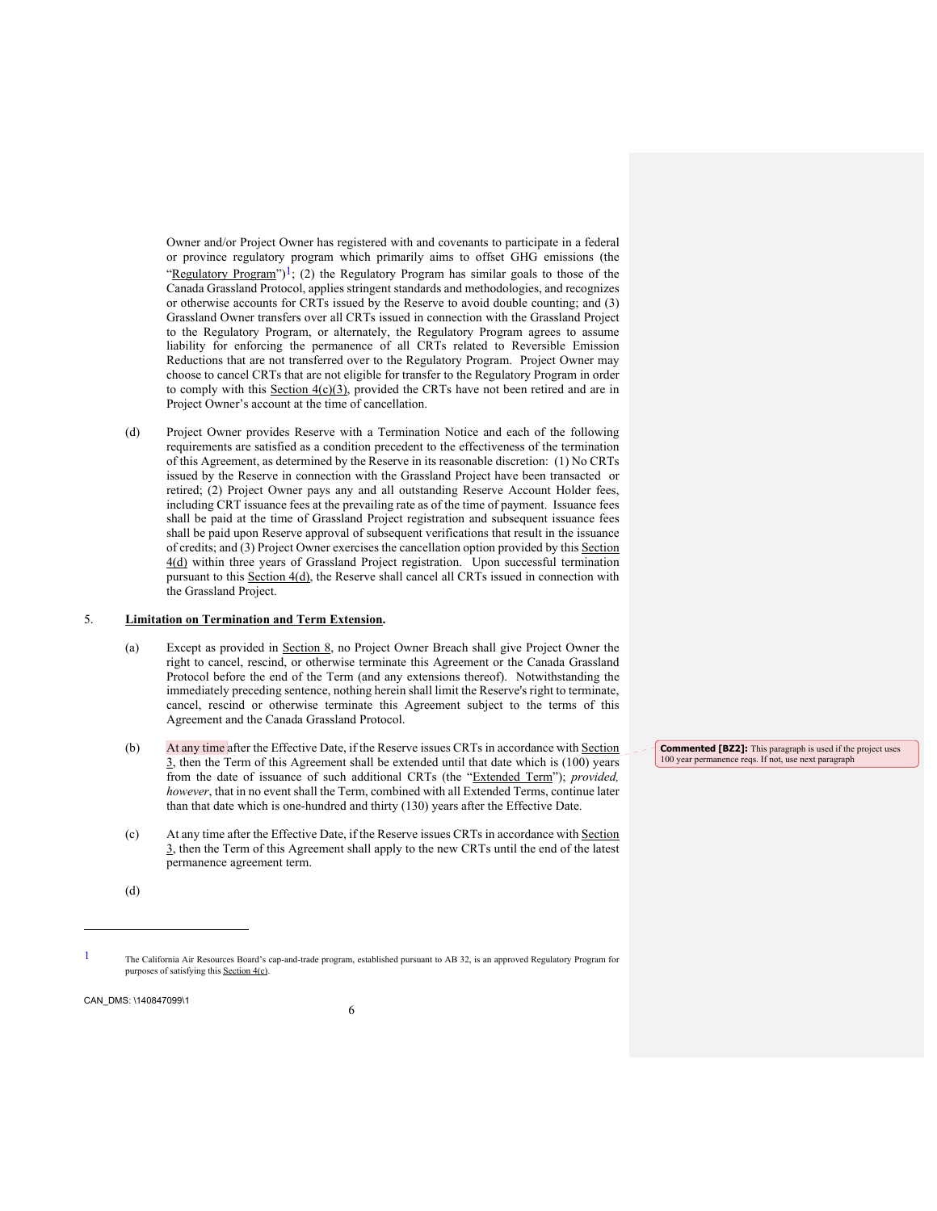Owner and/or Project Owner has registered with and covenants to participate in a federal or province regulatory program which primarily aims to offset GHG emissions (the "Regulatory Program")[1]; (2) the Regulatory Program has similar goals to those of the Canada Grassland Protocol, applies stringent standards and methodologies, and recognizes or otherwise accounts for CRTs issued by the Reserve to avoid double counting; and (3) Grassland Owner transfers over all CRTs issued in connection with the Grassland Project to the Regulatory Program, or alternately, the Regulatory Program agrees to assume liability for enforcing the permanence of all CRTs related to Reversible Emission Reductions that are not transferred over to the Regulatory Program. Project Owner may choose to cancel CRTs that are not eligible for transfer to the Regulatory Program in order to comply with this Section 4(c)(3), provided the CRTs have not been retired and are in Project Owner's account at the time of cancellation.

(d) Project Owner provides Reserve with a Termination Notice and each of the following requirements are satisfied as a condition precedent to the effectiveness of the termination of this Agreement, as determined by the Reserve in its reasonable discretion: (1) No CRTs issued by the Reserve in connection with the Grassland Project have been transacted or retired; (2) Project Owner pays any and all outstanding Reserve Account Holder fees, including CRT issuance fees at the prevailing rate as of the time of payment. Issuance fees shall be paid at the time of Grassland Project registration and subsequent issuance fees shall be paid upon Reserve approval of subsequent verifications that result in the issuance of credits; and (3) Project Owner exercises the cancellation option provided by this Section 4(d) within three years of Grassland Project registration. Upon successful termination pursuant to this Section 4(d), the Reserve shall cancel all CRTs issued in connection with the Grassland Project.

5. **Limitation on Termination and Term Extension.**

(a) Except as provided in Section 8, no Project Owner Breach shall give Project Owner the right to cancel, rescind, or otherwise terminate this Agreement or the Canada Grassland Protocol before the end of the Term (and any extensions thereof). Notwithstanding the immediately preceding sentence, nothing herein shall limit the Reserve's right to terminate, cancel, rescind or otherwise terminate this Agreement subject to the terms of this Agreement and the Canada Grassland Protocol.

(b) At any time after the Effective Date, if the Reserve issues CRTs in accordance with Section 3, then the Term of this Agreement shall be extended until that date which is (100) years from the date of issuance of such additional CRTs (the "Extended Term"); *provided, however*, that in no event shall the Term, combined with all Extended Terms, continue later than that date which is one-hundred and thirty (130) years after the Effective Date.

**Commented [BZ2]:** This paragraph is used if the project uses 100 year permanence reqs. If not, use next paragraph

(c) At any time after the Effective Date, if the Reserve issues CRTs in accordance with Section 3, then the Term of this Agreement shall apply to the new CRTs until the end of the latest permanence agreement term.

(d)

[1] The California Air Resources Board's cap-and-trade program, established pursuant to AB 32, is an approved Regulatory Program for purposes of satisfying this Section 4(c).

CAN_DMS: \140847099\1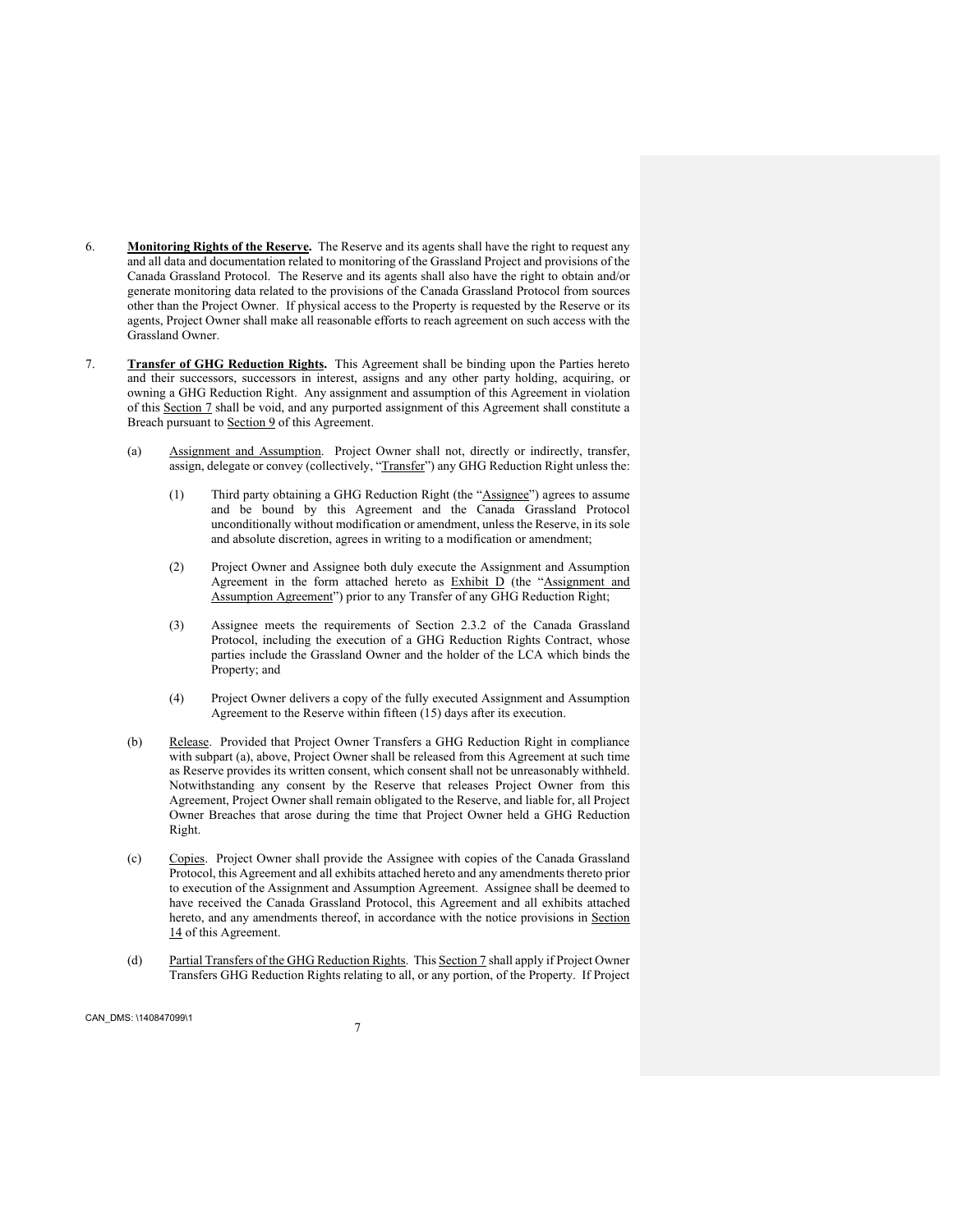6. **Monitoring Rights of the Reserve.** The Reserve and its agents shall have the right to request any and all data and documentation related to monitoring of the Grassland Project and provisions of the Canada Grassland Protocol. The Reserve and its agents shall also have the right to obtain and/or generate monitoring data related to the provisions of the Canada Grassland Protocol from sources other than the Project Owner. If physical access to the Property is requested by the Reserve or its agents, Project Owner shall make all reasonable efforts to reach agreement on such access with the Grassland Owner.

7. **Transfer of GHG Reduction Rights.** This Agreement shall be binding upon the Parties hereto and their successors, successors in interest, assigns and any other party holding, acquiring, or owning a GHG Reduction Right. Any assignment and assumption of this Agreement in violation of this Section 7 shall be void, and any purported assignment of this Agreement shall constitute a Breach pursuant to Section 9 of this Agreement.

   (a) Assignment and Assumption. Project Owner shall not, directly or indirectly, transfer, assign, delegate or convey (collectively, "Transfer") any GHG Reduction Right unless the:

      (1) Third party obtaining a GHG Reduction Right (the "Assignee") agrees to assume and be bound by this Agreement and the Canada Grassland Protocol unconditionally without modification or amendment, unless the Reserve, in its sole and absolute discretion, agrees in writing to a modification or amendment;

      (2) Project Owner and Assignee both duly execute the Assignment and Assumption Agreement in the form attached hereto as Exhibit D (the "Assignment and Assumption Agreement") prior to any Transfer of any GHG Reduction Right;

      (3) Assignee meets the requirements of Section 2.3.2 of the Canada Grassland Protocol, including the execution of a GHG Reduction Rights Contract, whose parties include the Grassland Owner and the holder of the LCA which binds the Property; and

      (4) Project Owner delivers a copy of the fully executed Assignment and Assumption Agreement to the Reserve within fifteen (15) days after its execution.

   (b) Release. Provided that Project Owner Transfers a GHG Reduction Right in compliance with subpart (a), above, Project Owner shall be released from this Agreement at such time as Reserve provides its written consent, which consent shall not be unreasonably withheld. Notwithstanding any consent by the Reserve that releases Project Owner from this Agreement, Project Owner shall remain obligated to the Reserve, and liable for, all Project Owner Breaches that arose during the time that Project Owner held a GHG Reduction Right.

   (c) Copies. Project Owner shall provide the Assignee with copies of the Canada Grassland Protocol, this Agreement and all exhibits attached hereto and any amendments thereto prior to execution of the Assignment and Assumption Agreement. Assignee shall be deemed to have received the Canada Grassland Protocol, this Agreement and all exhibits attached hereto, and any amendments thereof, in accordance with the notice provisions in Section 14 of this Agreement.

   (d) Partial Transfers of the GHG Reduction Rights. This Section 7 shall apply if Project Owner Transfers GHG Reduction Rights relating to all, or any portion, of the Property. If Project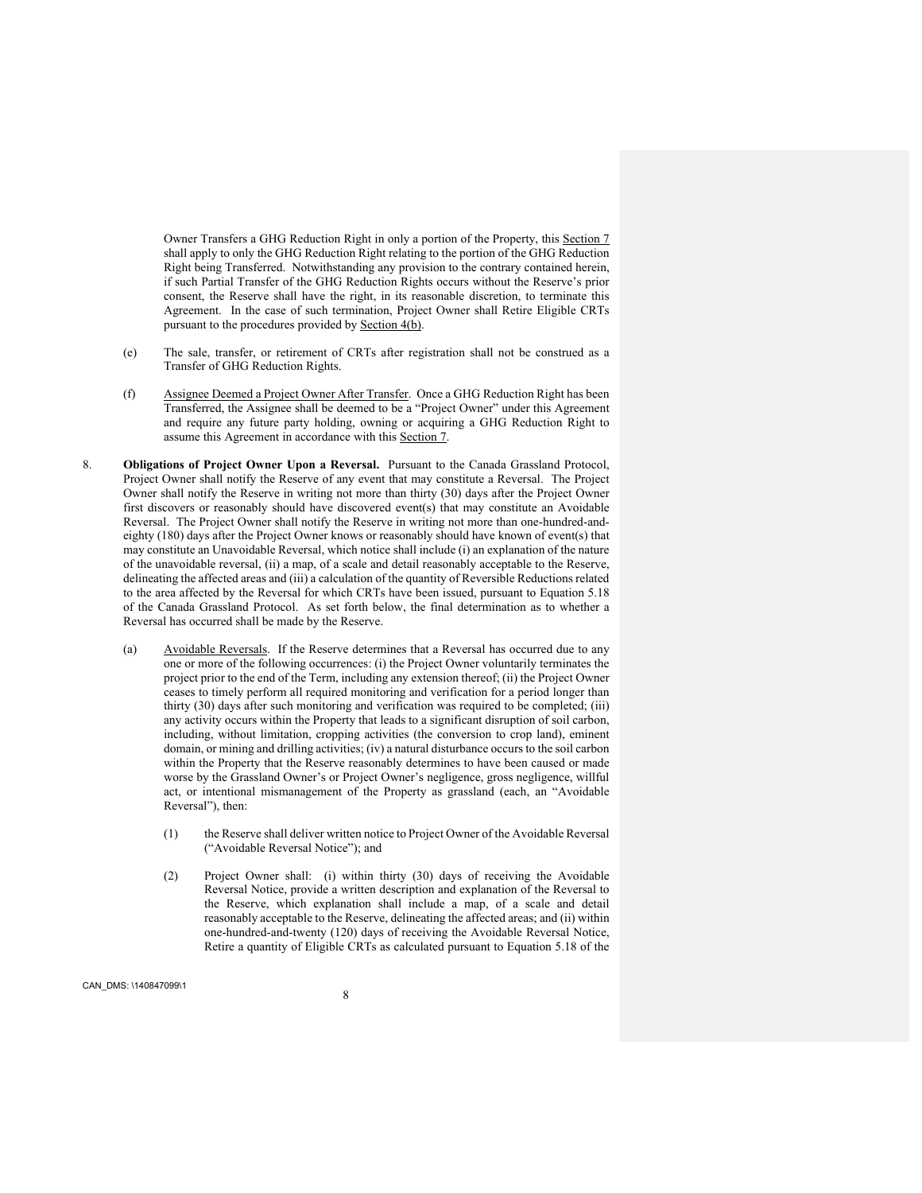Owner Transfers a GHG Reduction Right in only a portion of the Property, this Section 7 shall apply to only the GHG Reduction Right relating to the portion of the GHG Reduction Right being Transferred. Notwithstanding any provision to the contrary contained herein, if such Partial Transfer of the GHG Reduction Rights occurs without the Reserve's prior consent, the Reserve shall have the right, in its reasonable discretion, to terminate this Agreement. In the case of such termination, Project Owner shall Retire Eligible CRTs pursuant to the procedures provided by Section 4(b).

(e) The sale, transfer, or retirement of CRTs after registration shall not be construed as a Transfer of GHG Reduction Rights.

(f) Assignee Deemed a Project Owner After Transfer. Once a GHG Reduction Right has been Transferred, the Assignee shall be deemed to be a "Project Owner" under this Agreement and require any future party holding, owning or acquiring a GHG Reduction Right to assume this Agreement in accordance with this Section 7.

8. **Obligations of Project Owner Upon a Reversal.** Pursuant to the Canada Grassland Protocol, Project Owner shall notify the Reserve of any event that may constitute a Reversal. The Project Owner shall notify the Reserve in writing not more than thirty (30) days after the Project Owner first discovers or reasonably should have discovered event(s) that may constitute an Avoidable Reversal. The Project Owner shall notify the Reserve in writing not more than one-hundred-and-eighty (180) days after the Project Owner knows or reasonably should have known of event(s) that may constitute an Unavoidable Reversal, which notice shall include (i) an explanation of the nature of the unavoidable reversal, (ii) a map, of a scale and detail reasonably acceptable to the Reserve, delineating the affected areas and (iii) a calculation of the quantity of Reversible Reductions related to the area affected by the Reversal for which CRTs have been issued, pursuant to Equation 5.18 of the Canada Grassland Protocol. As set forth below, the final determination as to whether a Reversal has occurred shall be made by the Reserve.

(a) Avoidable Reversals. If the Reserve determines that a Reversal has occurred due to any one or more of the following occurrences: (i) the Project Owner voluntarily terminates the project prior to the end of the Term, including any extension thereof; (ii) the Project Owner ceases to timely perform all required monitoring and verification for a period longer than thirty (30) days after such monitoring and verification was required to be completed; (iii) any activity occurs within the Property that leads to a significant disruption of soil carbon, including, without limitation, cropping activities (the conversion to crop land), eminent domain, or mining and drilling activities; (iv) a natural disturbance occurs to the soil carbon within the Property that the Reserve reasonably determines to have been caused or made worse by the Grassland Owner's or Project Owner's negligence, gross negligence, willful act, or intentional mismanagement of the Property as grassland (each, an "Avoidable Reversal"), then:

(1) the Reserve shall deliver written notice to Project Owner of the Avoidable Reversal ("Avoidable Reversal Notice"); and

(2) Project Owner shall: (i) within thirty (30) days of receiving the Avoidable Reversal Notice, provide a written description and explanation of the Reversal to the Reserve, which explanation shall include a map, of a scale and detail reasonably acceptable to the Reserve, delineating the affected areas; and (ii) within one-hundred-and-twenty (120) days of receiving the Avoidable Reversal Notice, Retire a quantity of Eligible CRTs as calculated pursuant to Equation 5.18 of the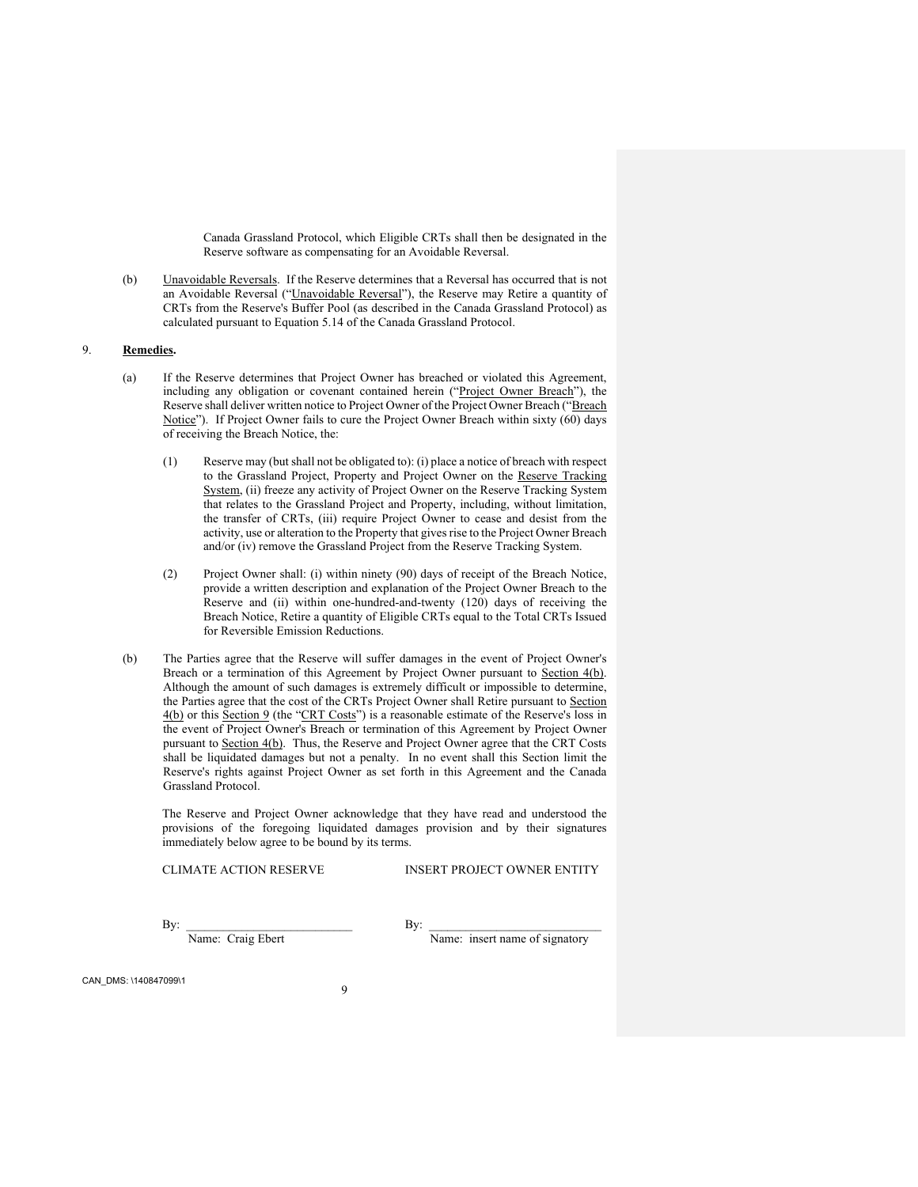Canada Grassland Protocol, which Eligible CRTs shall then be designated in the Reserve software as compensating for an Avoidable Reversal.

(b) Unavoidable Reversals. If the Reserve determines that a Reversal has occurred that is not an Avoidable Reversal ("Unavoidable Reversal"), the Reserve may Retire a quantity of CRTs from the Reserve's Buffer Pool (as described in the Canada Grassland Protocol) as calculated pursuant to Equation 5.14 of the Canada Grassland Protocol.

9. **Remedies.**

(a) If the Reserve determines that Project Owner has breached or violated this Agreement, including any obligation or covenant contained herein ("Project Owner Breach"), the Reserve shall deliver written notice to Project Owner of the Project Owner Breach ("Breach Notice"). If Project Owner fails to cure the Project Owner Breach within sixty (60) days of receiving the Breach Notice, the:

(1) Reserve may (but shall not be obligated to): (i) place a notice of breach with respect to the Grassland Project, Property and Project Owner on the Reserve Tracking System, (ii) freeze any activity of Project Owner on the Reserve Tracking System that relates to the Grassland Project and Property, including, without limitation, the transfer of CRTs, (iii) require Project Owner to cease and desist from the activity, use or alteration to the Property that gives rise to the Project Owner Breach and/or (iv) remove the Grassland Project from the Reserve Tracking System.

(2) Project Owner shall: (i) within ninety (90) days of receipt of the Breach Notice, provide a written description and explanation of the Project Owner Breach to the Reserve and (ii) within one-hundred-and-twenty (120) days of receiving the Breach Notice, Retire a quantity of Eligible CRTs equal to the Total CRTs Issued for Reversible Emission Reductions.

(b) The Parties agree that the Reserve will suffer damages in the event of Project Owner's Breach or a termination of this Agreement by Project Owner pursuant to Section 4(b). Although the amount of such damages is extremely difficult or impossible to determine, the Parties agree that the cost of the CRTs Project Owner shall Retire pursuant to Section 4(b) or this Section 9 (the "CRT Costs") is a reasonable estimate of the Reserve's loss in the event of Project Owner's Breach or termination of this Agreement by Project Owner pursuant to Section 4(b). Thus, the Reserve and Project Owner agree that the CRT Costs shall be liquidated damages but not a penalty. In no event shall this Section limit the Reserve's rights against Project Owner as set forth in this Agreement and the Canada Grassland Protocol.

The Reserve and Project Owner acknowledge that they have read and understood the provisions of the foregoing liquidated damages provision and by their signatures immediately below agree to be bound by its terms.

| CLIMATE ACTION RESERVE | INSERT PROJECT OWNER ENTITY |
|---|---|
| By: ___________________________ | By: ___________________________ |
| Name: Craig Ebert | Name: insert name of signatory |

CAN_DMS: \140847099\1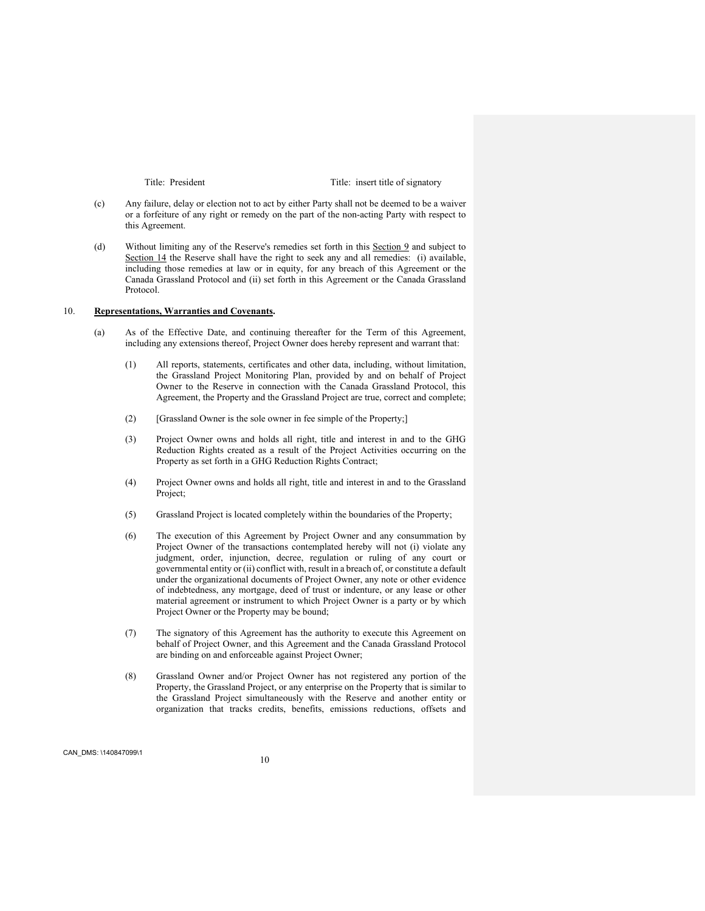Title: President Title: insert title of signatory

(c) Any failure, delay or election not to act by either Party shall not be deemed to be a waiver or a forfeiture of any right or remedy on the part of the non-acting Party with respect to this Agreement.

(d) Without limiting any of the Reserve's remedies set forth in this Section 9 and subject to Section 14 the Reserve shall have the right to seek any and all remedies: (i) available, including those remedies at law or in equity, for any breach of this Agreement or the Canada Grassland Protocol and (ii) set forth in this Agreement or the Canada Grassland Protocol.

10. **Representations, Warranties and Covenants.**

(a) As of the Effective Date, and continuing thereafter for the Term of this Agreement, including any extensions thereof, Project Owner does hereby represent and warrant that:

(1) All reports, statements, certificates and other data, including, without limitation, the Grassland Project Monitoring Plan, provided by and on behalf of Project Owner to the Reserve in connection with the Canada Grassland Protocol, this Agreement, the Property and the Grassland Project are true, correct and complete;

(2) [Grassland Owner is the sole owner in fee simple of the Property;]

(3) Project Owner owns and holds all right, title and interest in and to the GHG Reduction Rights created as a result of the Project Activities occurring on the Property as set forth in a GHG Reduction Rights Contract;

(4) Project Owner owns and holds all right, title and interest in and to the Grassland Project;

(5) Grassland Project is located completely within the boundaries of the Property;

(6) The execution of this Agreement by Project Owner and any consummation by Project Owner of the transactions contemplated hereby will not (i) violate any judgment, order, injunction, decree, regulation or ruling of any court or governmental entity or (ii) conflict with, result in a breach of, or constitute a default under the organizational documents of Project Owner, any note or other evidence of indebtedness, any mortgage, deed of trust or indenture, or any lease or other material agreement or instrument to which Project Owner is a party or by which Project Owner or the Property may be bound;

(7) The signatory of this Agreement has the authority to execute this Agreement on behalf of Project Owner, and this Agreement and the Canada Grassland Protocol are binding on and enforceable against Project Owner;

(8) Grassland Owner and/or Project Owner has not registered any portion of the Property, the Grassland Project, or any enterprise on the Property that is similar to the Grassland Project simultaneously with the Reserve and another entity or organization that tracks credits, benefits, emissions reductions, offsets and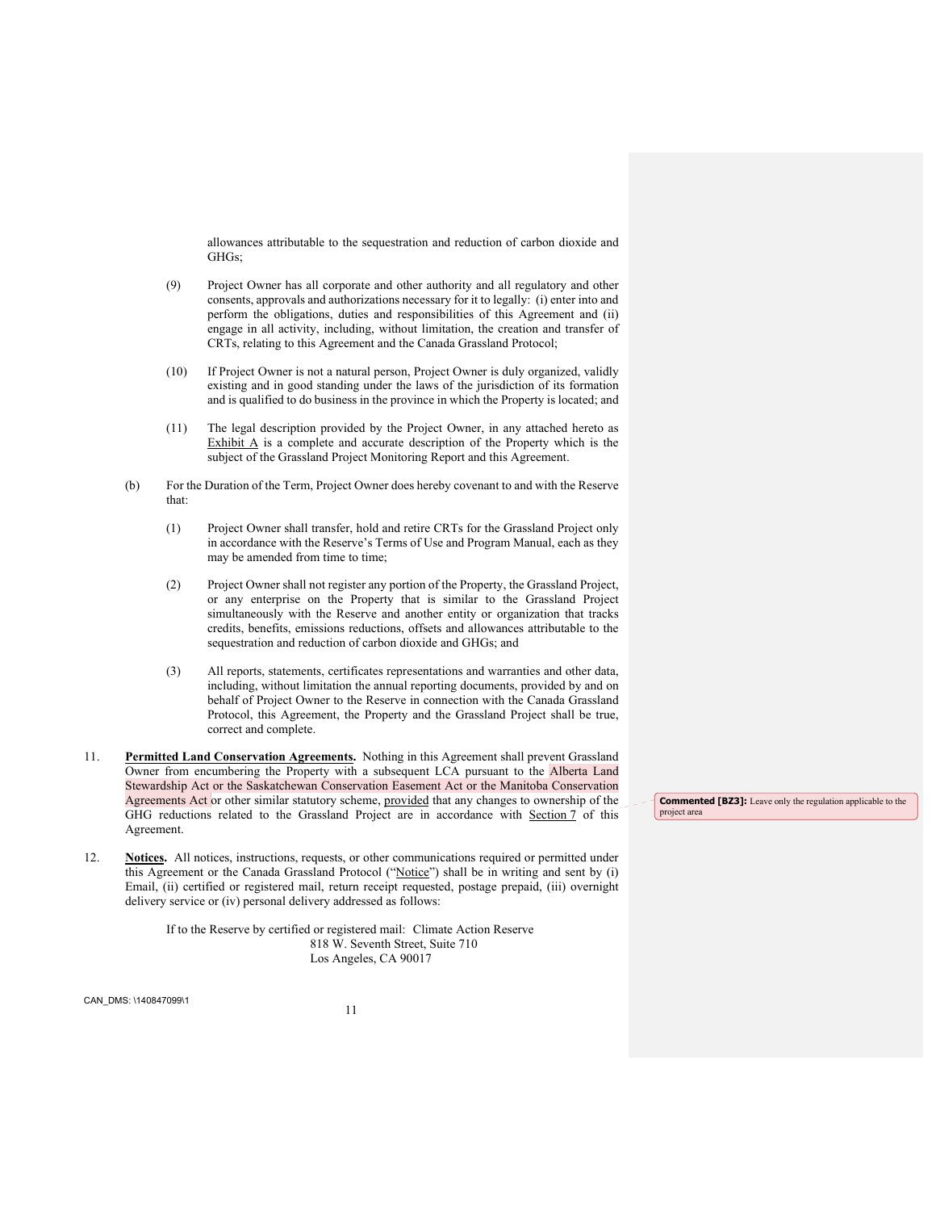allowances attributable to the sequestration and reduction of carbon dioxide and GHGs;

(9) Project Owner has all corporate and other authority and all regulatory and other consents, approvals and authorizations necessary for it to legally: (i) enter into and perform the obligations, duties and responsibilities of this Agreement and (ii) engage in all activity, including, without limitation, the creation and transfer of CRTs, relating to this Agreement and the Canada Grassland Protocol;

(10) If Project Owner is not a natural person, Project Owner is duly organized, validly existing and in good standing under the laws of the jurisdiction of its formation and is qualified to do business in the province in which the Property is located; and

(11) The legal description provided by the Project Owner, in any attached hereto as Exhibit A is a complete and accurate description of the Property which is the subject of the Grassland Project Monitoring Report and this Agreement.

(b) For the Duration of the Term, Project Owner does hereby covenant to and with the Reserve that:

(1) Project Owner shall transfer, hold and retire CRTs for the Grassland Project only in accordance with the Reserve's Terms of Use and Program Manual, each as they may be amended from time to time;

(2) Project Owner shall not register any portion of the Property, the Grassland Project, or any enterprise on the Property that is similar to the Grassland Project simultaneously with the Reserve and another entity or organization that tracks credits, benefits, emissions reductions, offsets and allowances attributable to the sequestration and reduction of carbon dioxide and GHGs; and

(3) All reports, statements, certificates representations and warranties and other data, including, without limitation the annual reporting documents, provided by and on behalf of Project Owner to the Reserve in connection with the Canada Grassland Protocol, this Agreement, the Property and the Grassland Project shall be true, correct and complete.

11. **Permitted Land Conservation Agreements.** Nothing in this Agreement shall prevent Grassland Owner from encumbering the Property with a subsequent LCA pursuant to the Alberta Land Stewardship Act or the Saskatchewan Conservation Easement Act or the Manitoba Conservation Agreements Act or other similar statutory scheme, provided that any changes to ownership of the GHG reductions related to the Grassland Project are in accordance with Section 7 of this Agreement.

**Commented [BZ3]:** Leave only the regulation applicable to the project area

12. **Notices.** All notices, instructions, requests, or other communications required or permitted under this Agreement or the Canada Grassland Protocol ("Notice") shall be in writing and sent by (i) Email, (ii) certified or registered mail, return receipt requested, postage prepaid, (iii) overnight delivery service or (iv) personal delivery addressed as follows:

If to the Reserve by certified or registered mail: Climate Action Reserve
818 W. Seventh Street, Suite 710
Los Angeles, CA 90017

CAN_DMS: \140847099\1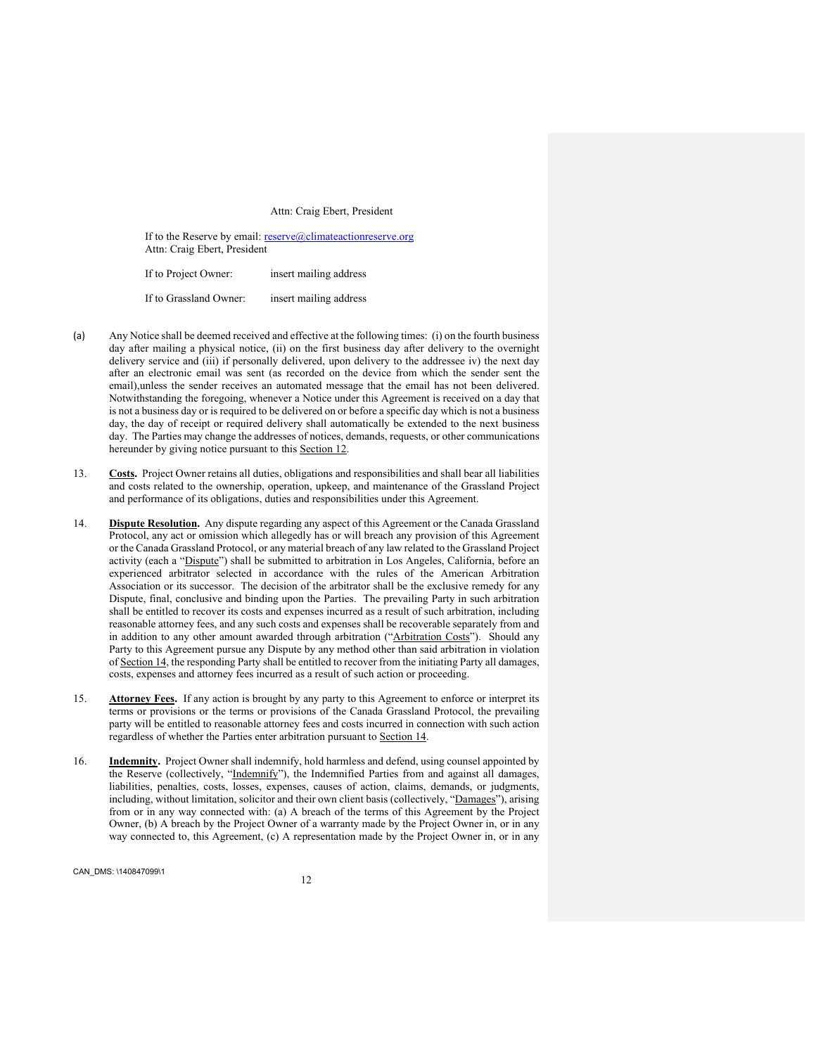Attn: Craig Ebert, President

If to the Reserve by email: reserve@climateactionreserve.org
Attn: Craig Ebert, President

If to Project Owner: insert mailing address

If to Grassland Owner: insert mailing address

(a) Any Notice shall be deemed received and effective at the following times: (i) on the fourth business day after mailing a physical notice, (ii) on the first business day after delivery to the overnight delivery service and (iii) if personally delivered, upon delivery to the addressee iv) the next day after an electronic email was sent (as recorded on the device from which the sender sent the email),unless the sender receives an automated message that the email has not been delivered. Notwithstanding the foregoing, whenever a Notice under this Agreement is received on a day that is not a business day or is required to be delivered on or before a specific day which is not a business day, the day of receipt or required delivery shall automatically be extended to the next business day. The Parties may change the addresses of notices, demands, requests, or other communications hereunder by giving notice pursuant to this Section 12.

13. **Costs.** Project Owner retains all duties, obligations and responsibilities and shall bear all liabilities and costs related to the ownership, operation, upkeep, and maintenance of the Grassland Project and performance of its obligations, duties and responsibilities under this Agreement.

14. **Dispute Resolution.** Any dispute regarding any aspect of this Agreement or the Canada Grassland Protocol, any act or omission which allegedly has or will breach any provision of this Agreement or the Canada Grassland Protocol, or any material breach of any law related to the Grassland Project activity (each a "Dispute") shall be submitted to arbitration in Los Angeles, California, before an experienced arbitrator selected in accordance with the rules of the American Arbitration Association or its successor. The decision of the arbitrator shall be the exclusive remedy for any Dispute, final, conclusive and binding upon the Parties. The prevailing Party in such arbitration shall be entitled to recover its costs and expenses incurred as a result of such arbitration, including reasonable attorney fees, and any such costs and expenses shall be recoverable separately from and in addition to any other amount awarded through arbitration ("Arbitration Costs"). Should any Party to this Agreement pursue any Dispute by any method other than said arbitration in violation of Section 14, the responding Party shall be entitled to recover from the initiating Party all damages, costs, expenses and attorney fees incurred as a result of such action or proceeding.

15. **Attorney Fees.** If any action is brought by any party to this Agreement to enforce or interpret its terms or provisions or the terms or provisions of the Canada Grassland Protocol, the prevailing party will be entitled to reasonable attorney fees and costs incurred in connection with such action regardless of whether the Parties enter arbitration pursuant to Section 14.

16. **Indemnity.** Project Owner shall indemnify, hold harmless and defend, using counsel appointed by the Reserve (collectively, "Indemnify"), the Indemnified Parties from and against all damages, liabilities, penalties, costs, losses, expenses, causes of action, claims, demands, or judgments, including, without limitation, solicitor and their own client basis (collectively, "Damages"), arising from or in any way connected with: (a) A breach of the terms of this Agreement by the Project Owner, (b) A breach by the Project Owner of a warranty made by the Project Owner in, or in any way connected to, this Agreement, (c) A representation made by the Project Owner in, or in any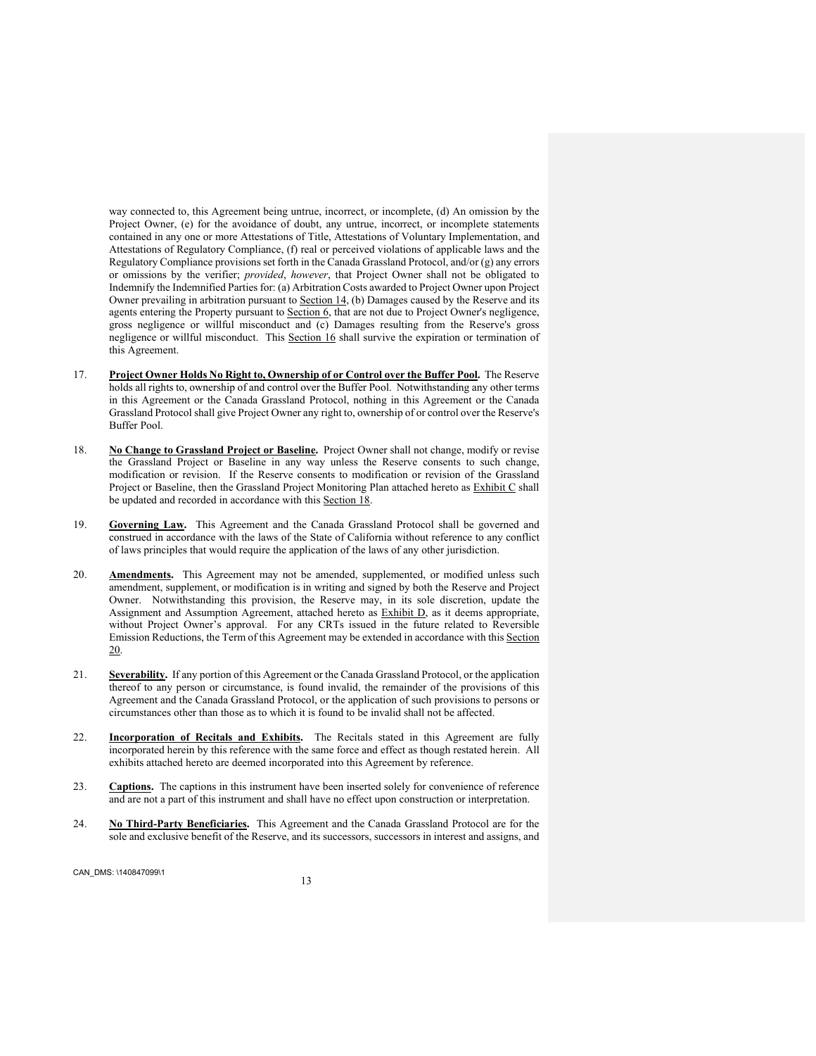way connected to, this Agreement being untrue, incorrect, or incomplete, (d) An omission by the Project Owner, (e) for the avoidance of doubt, any untrue, incorrect, or incomplete statements contained in any one or more Attestations of Title, Attestations of Voluntary Implementation, and Attestations of Regulatory Compliance, (f) real or perceived violations of applicable laws and the Regulatory Compliance provisions set forth in the Canada Grassland Protocol, and/or (g) any errors or omissions by the verifier; *provided*, *however*, that Project Owner shall not be obligated to Indemnify the Indemnified Parties for: (a) Arbitration Costs awarded to Project Owner upon Project Owner prevailing in arbitration pursuant to Section 14, (b) Damages caused by the Reserve and its agents entering the Property pursuant to Section 6, that are not due to Project Owner's negligence, gross negligence or willful misconduct and (c) Damages resulting from the Reserve's gross negligence or willful misconduct. This Section 16 shall survive the expiration or termination of this Agreement.

17. **Project Owner Holds No Right to, Ownership of or Control over the Buffer Pool.** The Reserve holds all rights to, ownership of and control over the Buffer Pool. Notwithstanding any other terms in this Agreement or the Canada Grassland Protocol, nothing in this Agreement or the Canada Grassland Protocol shall give Project Owner any right to, ownership of or control over the Reserve's Buffer Pool.

18. **No Change to Grassland Project or Baseline.** Project Owner shall not change, modify or revise the Grassland Project or Baseline in any way unless the Reserve consents to such change, modification or revision. If the Reserve consents to modification or revision of the Grassland Project or Baseline, then the Grassland Project Monitoring Plan attached hereto as Exhibit C shall be updated and recorded in accordance with this Section 18.

19. **Governing Law.** This Agreement and the Canada Grassland Protocol shall be governed and construed in accordance with the laws of the State of California without reference to any conflict of laws principles that would require the application of the laws of any other jurisdiction.

20. **Amendments.** This Agreement may not be amended, supplemented, or modified unless such amendment, supplement, or modification is in writing and signed by both the Reserve and Project Owner. Notwithstanding this provision, the Reserve may, in its sole discretion, update the Assignment and Assumption Agreement, attached hereto as Exhibit D, as it deems appropriate, without Project Owner's approval. For any CRTs issued in the future related to Reversible Emission Reductions, the Term of this Agreement may be extended in accordance with this Section 20.

21. **Severability.** If any portion of this Agreement or the Canada Grassland Protocol, or the application thereof to any person or circumstance, is found invalid, the remainder of the provisions of this Agreement and the Canada Grassland Protocol, or the application of such provisions to persons or circumstances other than those as to which it is found to be invalid shall not be affected.

22. **Incorporation of Recitals and Exhibits.** The Recitals stated in this Agreement are fully incorporated herein by this reference with the same force and effect as though restated herein. All exhibits attached hereto are deemed incorporated into this Agreement by reference.

23. **Captions.** The captions in this instrument have been inserted solely for convenience of reference and are not a part of this instrument and shall have no effect upon construction or interpretation.

24. **No Third-Party Beneficiaries.** This Agreement and the Canada Grassland Protocol are for the sole and exclusive benefit of the Reserve, and its successors, successors in interest and assigns, and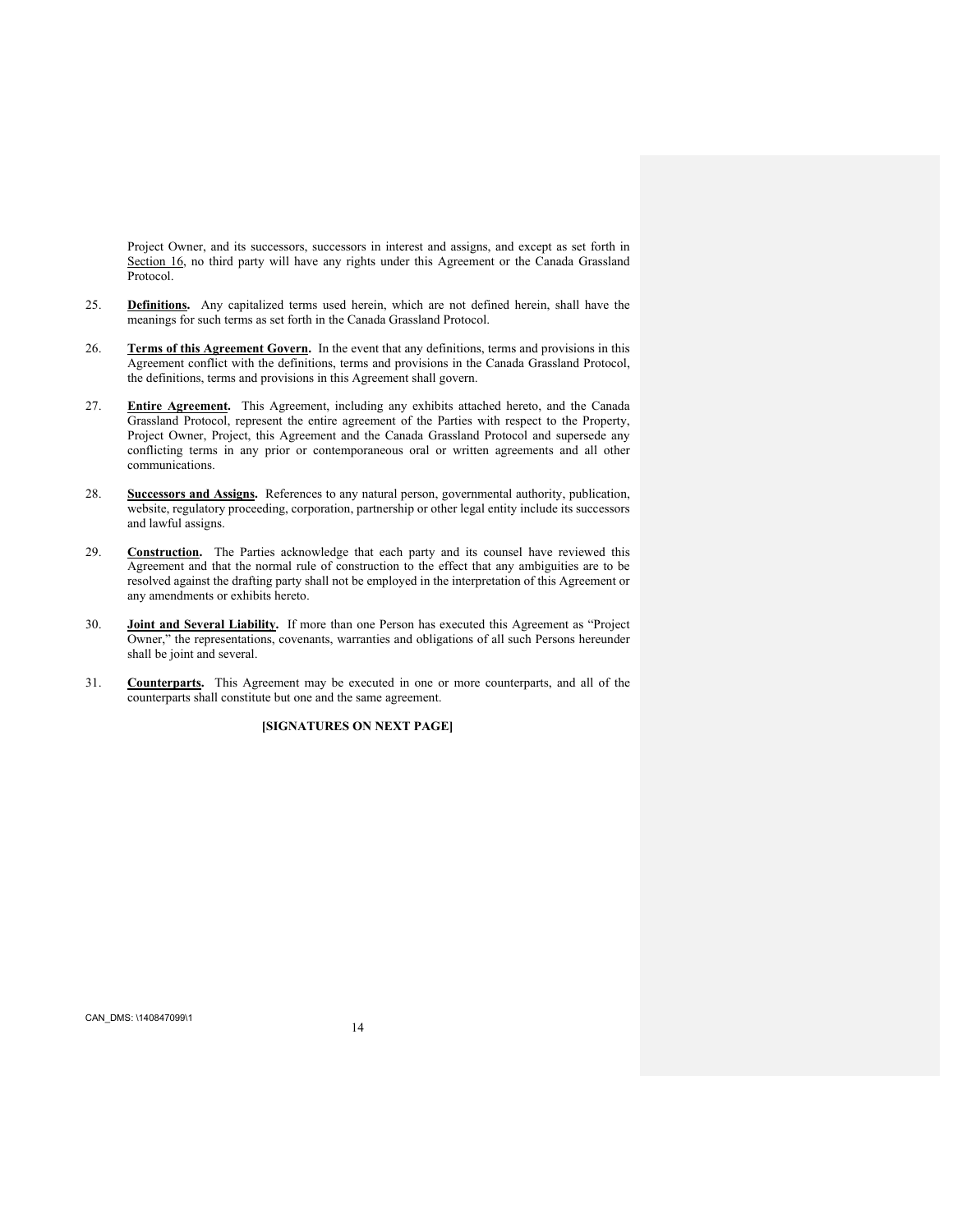Project Owner, and its successors, successors in interest and assigns, and except as set forth in Section 16, no third party will have any rights under this Agreement or the Canada Grassland Protocol.

25. **Definitions.** Any capitalized terms used herein, which are not defined herein, shall have the meanings for such terms as set forth in the Canada Grassland Protocol.

26. **Terms of this Agreement Govern.** In the event that any definitions, terms and provisions in this Agreement conflict with the definitions, terms and provisions in the Canada Grassland Protocol, the definitions, terms and provisions in this Agreement shall govern.

27. **Entire Agreement.** This Agreement, including any exhibits attached hereto, and the Canada Grassland Protocol, represent the entire agreement of the Parties with respect to the Property, Project Owner, Project, this Agreement and the Canada Grassland Protocol and supersede any conflicting terms in any prior or contemporaneous oral or written agreements and all other communications.

28. **Successors and Assigns.** References to any natural person, governmental authority, publication, website, regulatory proceeding, corporation, partnership or other legal entity include its successors and lawful assigns.

29. **Construction.** The Parties acknowledge that each party and its counsel have reviewed this Agreement and that the normal rule of construction to the effect that any ambiguities are to be resolved against the drafting party shall not be employed in the interpretation of this Agreement or any amendments or exhibits hereto.

30. **Joint and Several Liability.** If more than one Person has executed this Agreement as "Project Owner," the representations, covenants, warranties and obligations of all such Persons hereunder shall be joint and several.

31. **Counterparts.** This Agreement may be executed in one or more counterparts, and all of the counterparts shall constitute but one and the same agreement.

**[SIGNATURES ON NEXT PAGE]**

CAN_DMS: \140847099\1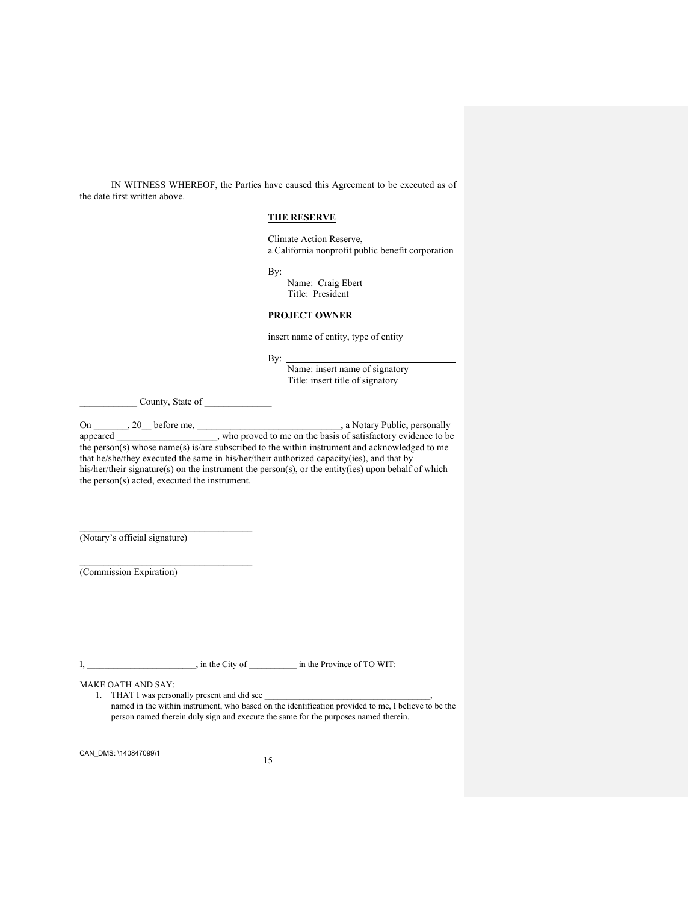IN WITNESS WHEREOF, the Parties have caused this Agreement to be executed as of the date first written above.

**THE RESERVE**

Climate Action Reserve,
a California nonprofit public benefit corporation

By: ___________________________________
Name: Craig Ebert
Title: President

**PROJECT OWNER**

insert name of entity, type of entity

By: ___________________________________
Name: insert name of signatory
Title: insert title of signatory

____________ County, State of ______________

On _______, 20__ before me, ______________________________, a Notary Public, personally appeared _____________________, who proved to me on the basis of satisfactory evidence to be the person(s) whose name(s) is/are subscribed to the within instrument and acknowledged to me that he/she/they executed the same in his/her/their authorized capacity(ies), and that by his/her/their signature(s) on the instrument the person(s), or the entity(ies) upon behalf of which the person(s) acted, executed the instrument.

____________________________________
(Notary's official signature)

____________________________________
(Commission Expiration)

I, ________________________, in the City of ___________ in the Province of TO WIT:

MAKE OATH AND SAY:

1. THAT I was personally present and did see ______________________________________, named in the within instrument, who based on the identification provided to me, I believe to be the person named therein duly sign and execute the same for the purposes named therein.

CAN_DMS: \140847099\1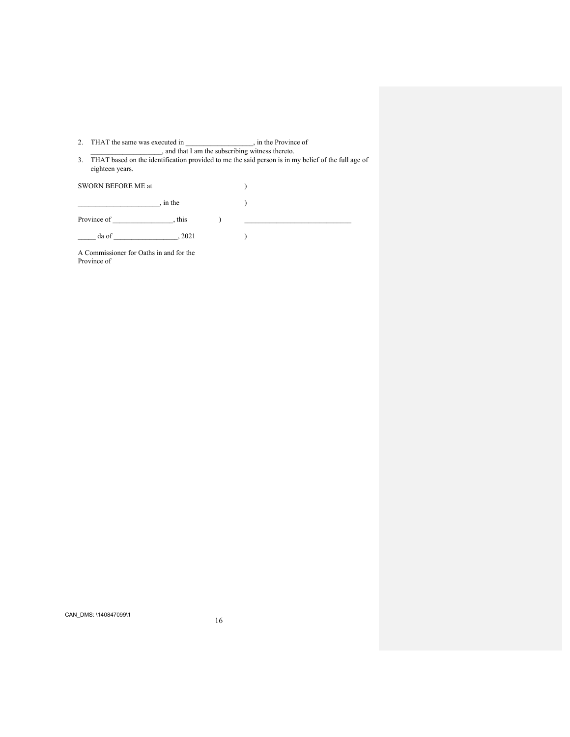2. THAT the same was executed in ___________________, in the Province of ____________________, and that I am the subscribing witness thereto.
3. THAT based on the identification provided to me the said person is in my belief of the full age of eighteen years.

SWORN BEFORE ME at )

_______________________, in the )

Province of _________________, this ) ______________________________

_____ da of __________________, 2021 )

A Commissioner for Oaths in and for the Province of

CAN_DMS: \140847099\1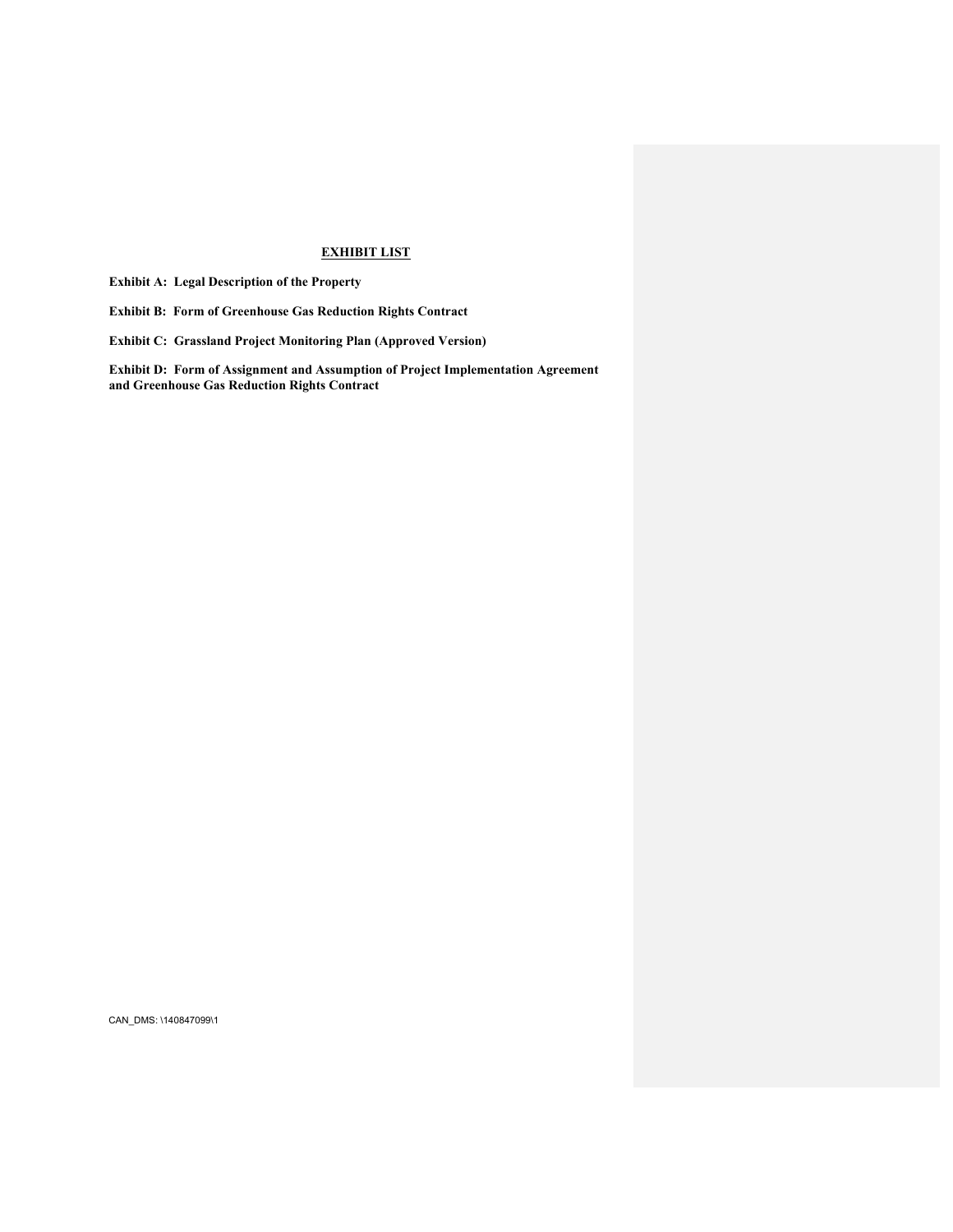## EXHIBIT LIST

**Exhibit A: Legal Description of the Property**

**Exhibit B: Form of Greenhouse Gas Reduction Rights Contract**

**Exhibit C: Grassland Project Monitoring Plan (Approved Version)**

**Exhibit D: Form of Assignment and Assumption of Project Implementation Agreement and Greenhouse Gas Reduction Rights Contract**

CAN_DMS: \140847099\1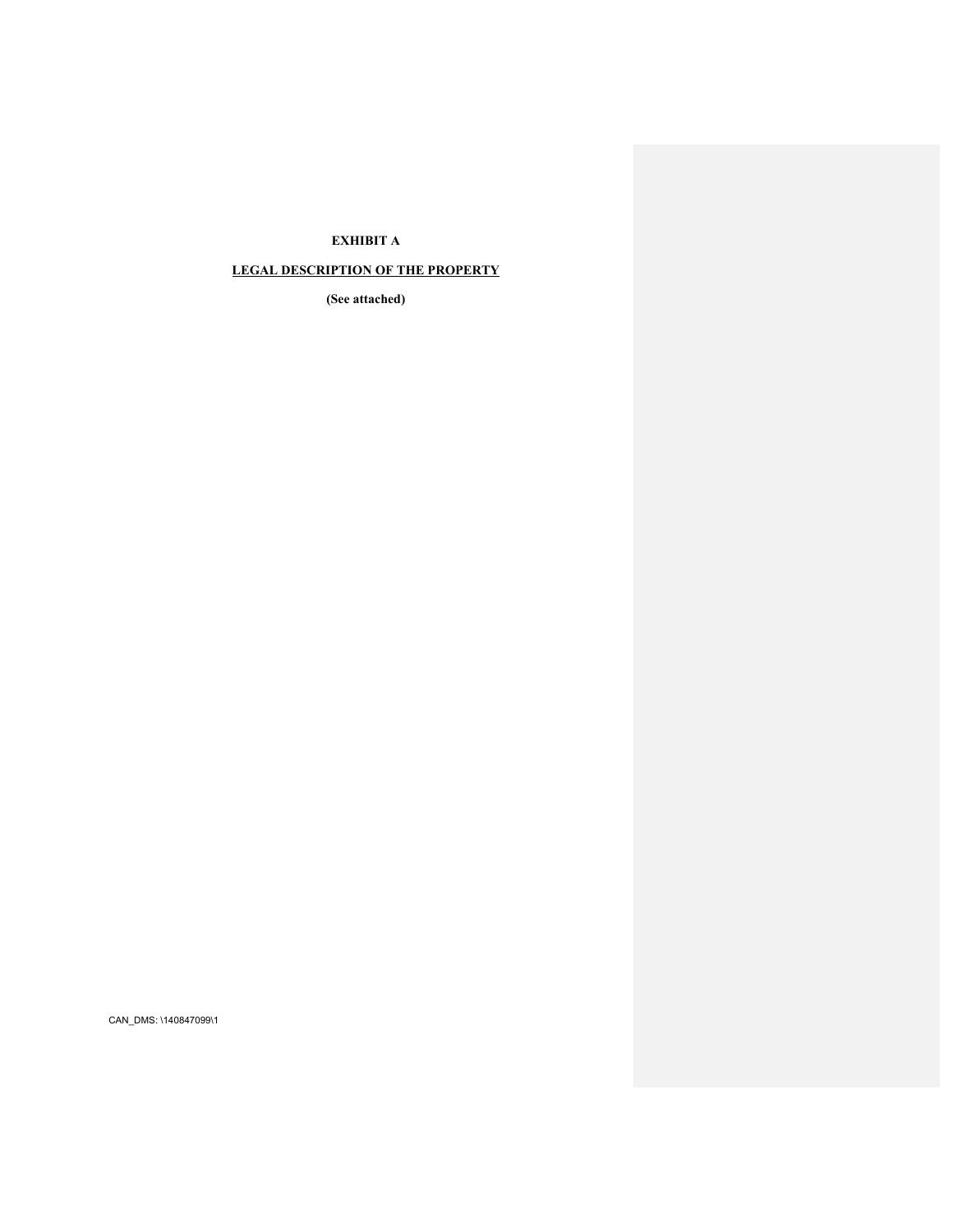**EXHIBIT A**

**LEGAL DESCRIPTION OF THE PROPERTY**

**(See attached)**

CAN_DMS: \140847099\1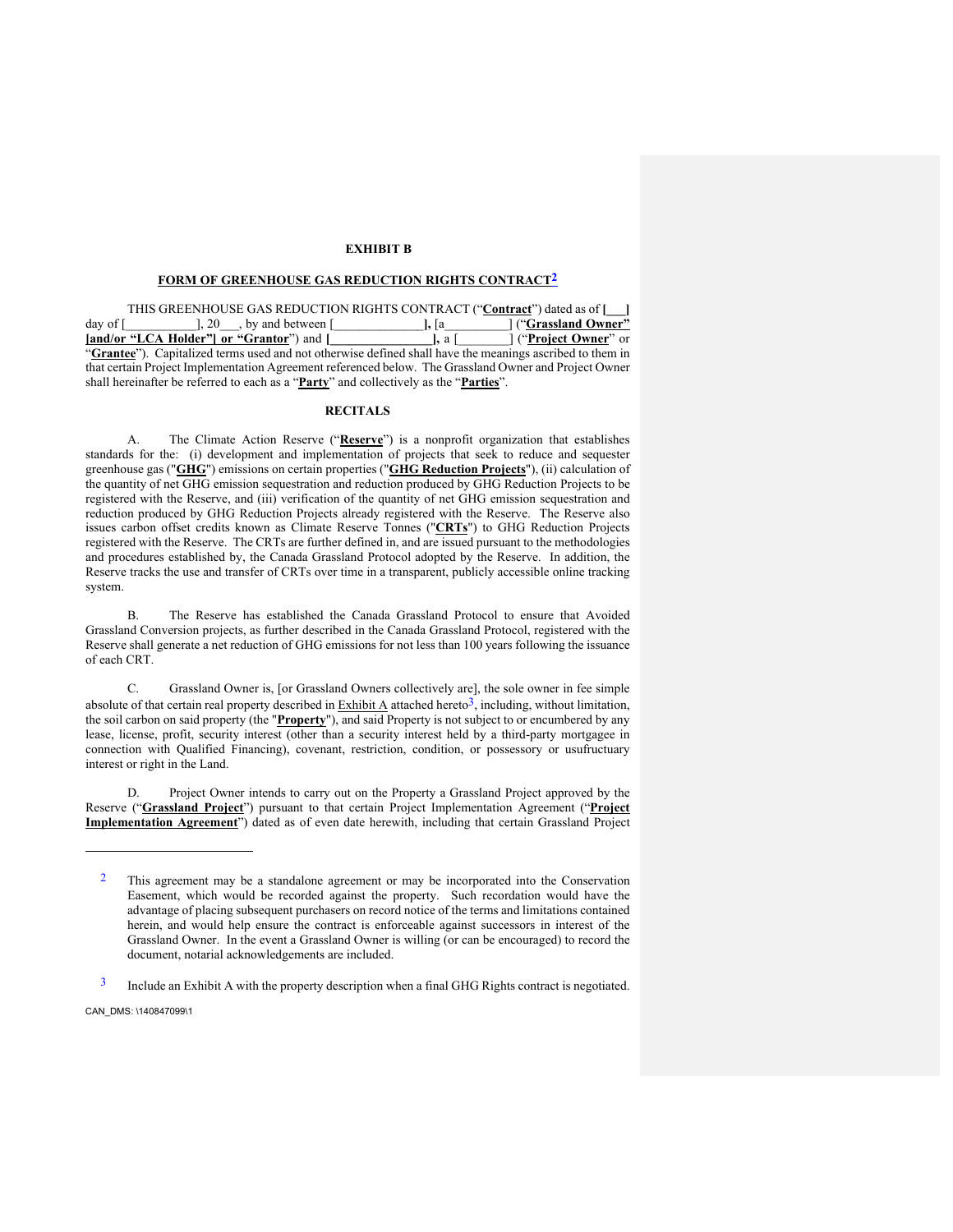**EXHIBIT B**

**FORM OF GREENHOUSE GAS REDUCTION RIGHTS CONTRACT**[2]

THIS GREENHOUSE GAS REDUCTION RIGHTS CONTRACT ("**Contract**") dated as of **[___]** day of [___________], 20___, by and between [______________**]**, [a__________] ("**Grassland Owner" [and/or "LCA Holder"] or "Grantor**") and **[________________]**, a [________] ("**Project Owner**" or "**Grantee**"). Capitalized terms used and not otherwise defined shall have the meanings ascribed to them in that certain Project Implementation Agreement referenced below. The Grassland Owner and Project Owner shall hereinafter be referred to each as a "**Party**" and collectively as the "**Parties**".

**RECITALS**

A. The Climate Action Reserve ("**Reserve**") is a nonprofit organization that establishes standards for the: (i) development and implementation of projects that seek to reduce and sequester greenhouse gas ("**GHG**") emissions on certain properties ("**GHG Reduction Projects**"), (ii) calculation of the quantity of net GHG emission sequestration and reduction produced by GHG Reduction Projects to be registered with the Reserve, and (iii) verification of the quantity of net GHG emission sequestration and reduction produced by GHG Reduction Projects already registered with the Reserve. The Reserve also issues carbon offset credits known as Climate Reserve Tonnes ("**CRTs**") to GHG Reduction Projects registered with the Reserve. The CRTs are further defined in, and are issued pursuant to the methodologies and procedures established by, the Canada Grassland Protocol adopted by the Reserve. In addition, the Reserve tracks the use and transfer of CRTs over time in a transparent, publicly accessible online tracking system.

B. The Reserve has established the Canada Grassland Protocol to ensure that Avoided Grassland Conversion projects, as further described in the Canada Grassland Protocol, registered with the Reserve shall generate a net reduction of GHG emissions for not less than 100 years following the issuance of each CRT.

C. Grassland Owner is, [or Grassland Owners collectively are], the sole owner in fee simple absolute of that certain real property described in Exhibit A attached hereto[3], including, without limitation, the soil carbon on said property (the "**Property**"), and said Property is not subject to or encumbered by any lease, license, profit, security interest (other than a security interest held by a third-party mortgagee in connection with Qualified Financing), covenant, restriction, condition, or possessory or usufructuary interest or right in the Land.

D. Project Owner intends to carry out on the Property a Grassland Project approved by the Reserve ("**Grassland Project**") pursuant to that certain Project Implementation Agreement ("**Project Implementation Agreement**") dated as of even date herewith, including that certain Grassland Project

---

[2] This agreement may be a standalone agreement or may be incorporated into the Conservation Easement, which would be recorded against the property. Such recordation would have the advantage of placing subsequent purchasers on record notice of the terms and limitations contained herein, and would help ensure the contract is enforceable against successors in interest of the Grassland Owner. In the event a Grassland Owner is willing (or can be encouraged) to record the document, notarial acknowledgements are included.

[3] Include an Exhibit A with the property description when a final GHG Rights contract is negotiated.

CAN_DMS: \140847099\1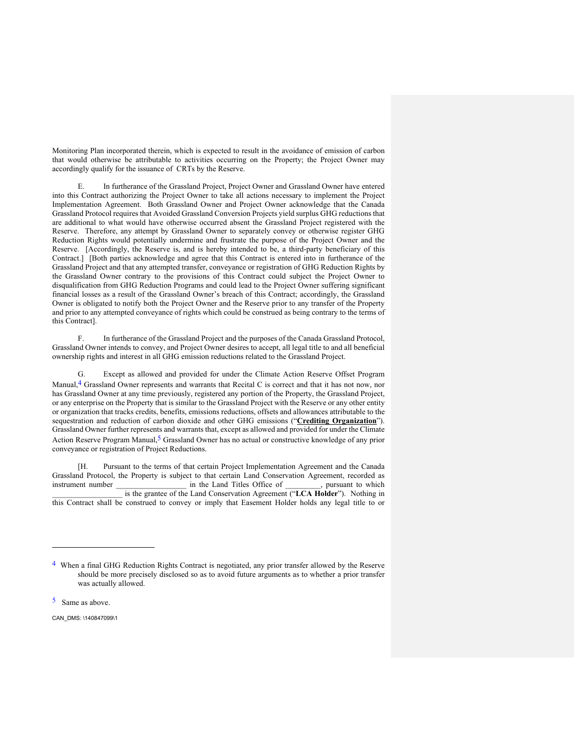Monitoring Plan incorporated therein, which is expected to result in the avoidance of emission of carbon that would otherwise be attributable to activities occurring on the Property; the Project Owner may accordingly qualify for the issuance of CRTs by the Reserve.

E. In furtherance of the Grassland Project, Project Owner and Grassland Owner have entered into this Contract authorizing the Project Owner to take all actions necessary to implement the Project Implementation Agreement. Both Grassland Owner and Project Owner acknowledge that the Canada Grassland Protocol requires that Avoided Grassland Conversion Projects yield surplus GHG reductions that are additional to what would have otherwise occurred absent the Grassland Project registered with the Reserve. Therefore, any attempt by Grassland Owner to separately convey or otherwise register GHG Reduction Rights would potentially undermine and frustrate the purpose of the Project Owner and the Reserve. [Accordingly, the Reserve is, and is hereby intended to be, a third-party beneficiary of this Contract.] [Both parties acknowledge and agree that this Contract is entered into in furtherance of the Grassland Project and that any attempted transfer, conveyance or registration of GHG Reduction Rights by the Grassland Owner contrary to the provisions of this Contract could subject the Project Owner to disqualification from GHG Reduction Programs and could lead to the Project Owner suffering significant financial losses as a result of the Grassland Owner's breach of this Contract; accordingly, the Grassland Owner is obligated to notify both the Project Owner and the Reserve prior to any transfer of the Property and prior to any attempted conveyance of rights which could be construed as being contrary to the terms of this Contract].

F. In furtherance of the Grassland Project and the purposes of the Canada Grassland Protocol, Grassland Owner intends to convey, and Project Owner desires to accept, all legal title to and all beneficial ownership rights and interest in all GHG emission reductions related to the Grassland Project.

G. Except as allowed and provided for under the Climate Action Reserve Offset Program Manual,[4] Grassland Owner represents and warrants that Recital C is correct and that it has not now, nor has Grassland Owner at any time previously, registered any portion of the Property, the Grassland Project, or any enterprise on the Property that is similar to the Grassland Project with the Reserve or any other entity or organization that tracks credits, benefits, emissions reductions, offsets and allowances attributable to the sequestration and reduction of carbon dioxide and other GHG emissions ("**<u>Crediting Organization</u>**"). Grassland Owner further represents and warrants that, except as allowed and provided for under the Climate Action Reserve Program Manual,[5] Grassland Owner has no actual or constructive knowledge of any prior conveyance or registration of Project Reductions.

[H. Pursuant to the terms of that certain Project Implementation Agreement and the Canada Grassland Protocol, the Property is subject to that certain Land Conservation Agreement, recorded as instrument number _________________ in the Land Titles Office of _________, pursuant to which _________________ is the grantee of the Land Conservation Agreement ("**LCA Holder**"). Nothing in this Contract shall be construed to convey or imply that Easement Holder holds any legal title to or

---

[4] When a final GHG Reduction Rights Contract is negotiated, any prior transfer allowed by the Reserve should be more precisely disclosed so as to avoid future arguments as to whether a prior transfer was actually allowed.

[5] Same as above.

CAN_DMS: \140847099\1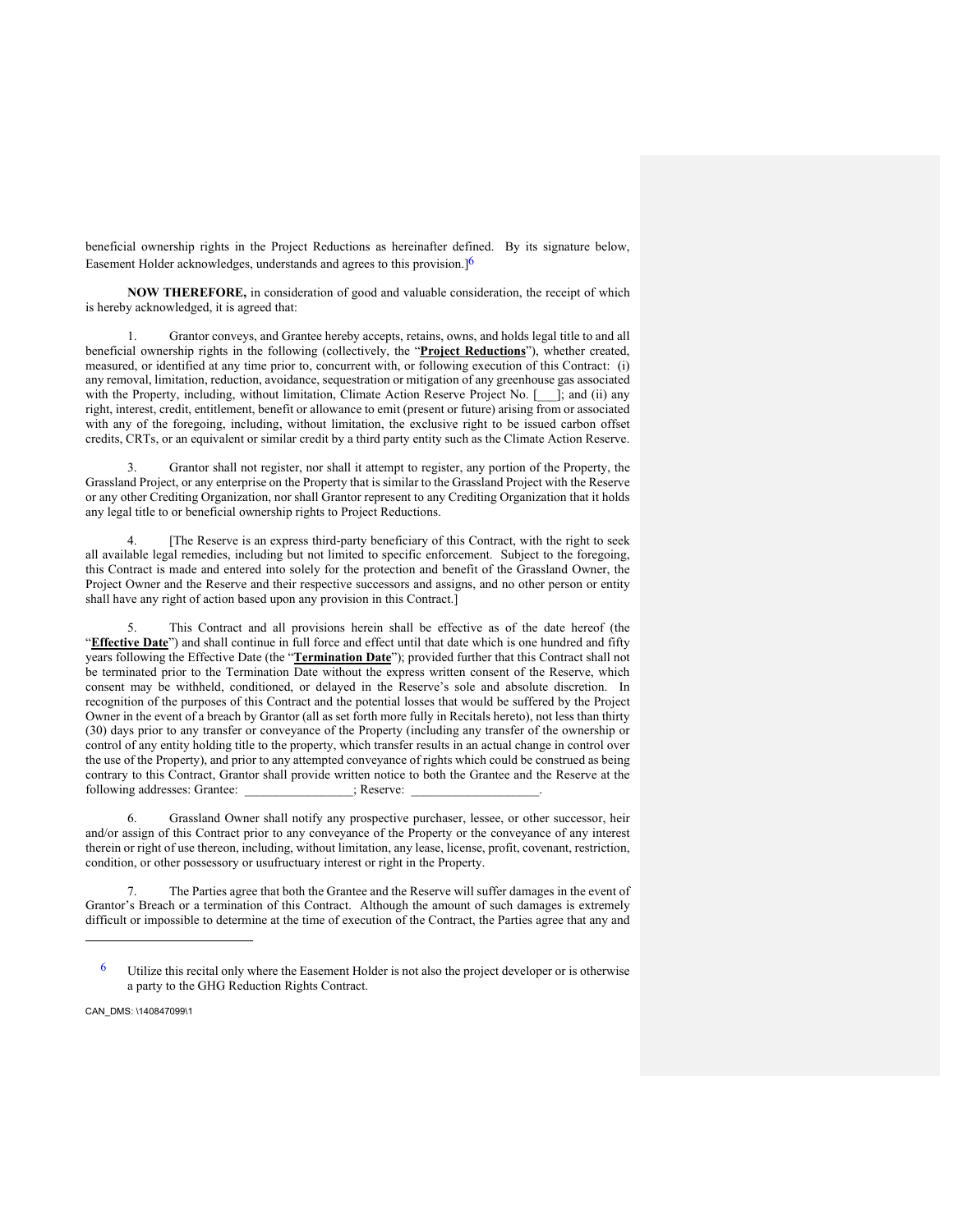beneficial ownership rights in the Project Reductions as hereinafter defined. By its signature below, Easement Holder acknowledges, understands and agrees to this provision.][6]

**NOW THEREFORE,** in consideration of good and valuable consideration, the receipt of which is hereby acknowledged, it is agreed that:

1. Grantor conveys, and Grantee hereby accepts, retains, owns, and holds legal title to and all beneficial ownership rights in the following (collectively, the "**Project Reductions**"), whether created, measured, or identified at any time prior to, concurrent with, or following execution of this Contract: (i) any removal, limitation, reduction, avoidance, sequestration or mitigation of any greenhouse gas associated with the Property, including, without limitation, Climate Action Reserve Project No. [___]; and (ii) any right, interest, credit, entitlement, benefit or allowance to emit (present or future) arising from or associated with any of the foregoing, including, without limitation, the exclusive right to be issued carbon offset credits, CRTs, or an equivalent or similar credit by a third party entity such as the Climate Action Reserve.

3. Grantor shall not register, nor shall it attempt to register, any portion of the Property, the Grassland Project, or any enterprise on the Property that is similar to the Grassland Project with the Reserve or any other Crediting Organization, nor shall Grantor represent to any Crediting Organization that it holds any legal title to or beneficial ownership rights to Project Reductions.

4. [The Reserve is an express third-party beneficiary of this Contract, with the right to seek all available legal remedies, including but not limited to specific enforcement. Subject to the foregoing, this Contract is made and entered into solely for the protection and benefit of the Grassland Owner, the Project Owner and the Reserve and their respective successors and assigns, and no other person or entity shall have any right of action based upon any provision in this Contract.]

5. This Contract and all provisions herein shall be effective as of the date hereof (the "**Effective Date**") and shall continue in full force and effect until that date which is one hundred and fifty years following the Effective Date (the "**Termination Date**"); provided further that this Contract shall not be terminated prior to the Termination Date without the express written consent of the Reserve, which consent may be withheld, conditioned, or delayed in the Reserve's sole and absolute discretion. In recognition of the purposes of this Contract and the potential losses that would be suffered by the Project Owner in the event of a breach by Grantor (all as set forth more fully in Recitals hereto), not less than thirty (30) days prior to any transfer or conveyance of the Property (including any transfer of the ownership or control of any entity holding title to the property, which transfer results in an actual change in control over the use of the Property), and prior to any attempted conveyance of rights which could be construed as being contrary to this Contract, Grantor shall provide written notice to both the Grantee and the Reserve at the following addresses: Grantee: ________________; Reserve: ___________________.

6. Grassland Owner shall notify any prospective purchaser, lessee, or other successor, heir and/or assign of this Contract prior to any conveyance of the Property or the conveyance of any interest therein or right of use thereon, including, without limitation, any lease, license, profit, covenant, restriction, condition, or other possessory or usufructuary interest or right in the Property.

7. The Parties agree that both the Grantee and the Reserve will suffer damages in the event of Grantor's Breach or a termination of this Contract. Although the amount of such damages is extremely difficult or impossible to determine at the time of execution of the Contract, the Parties agree that any and

---

[6] Utilize this recital only where the Easement Holder is not also the project developer or is otherwise a party to the GHG Reduction Rights Contract.

CAN_DMS: \140847099\1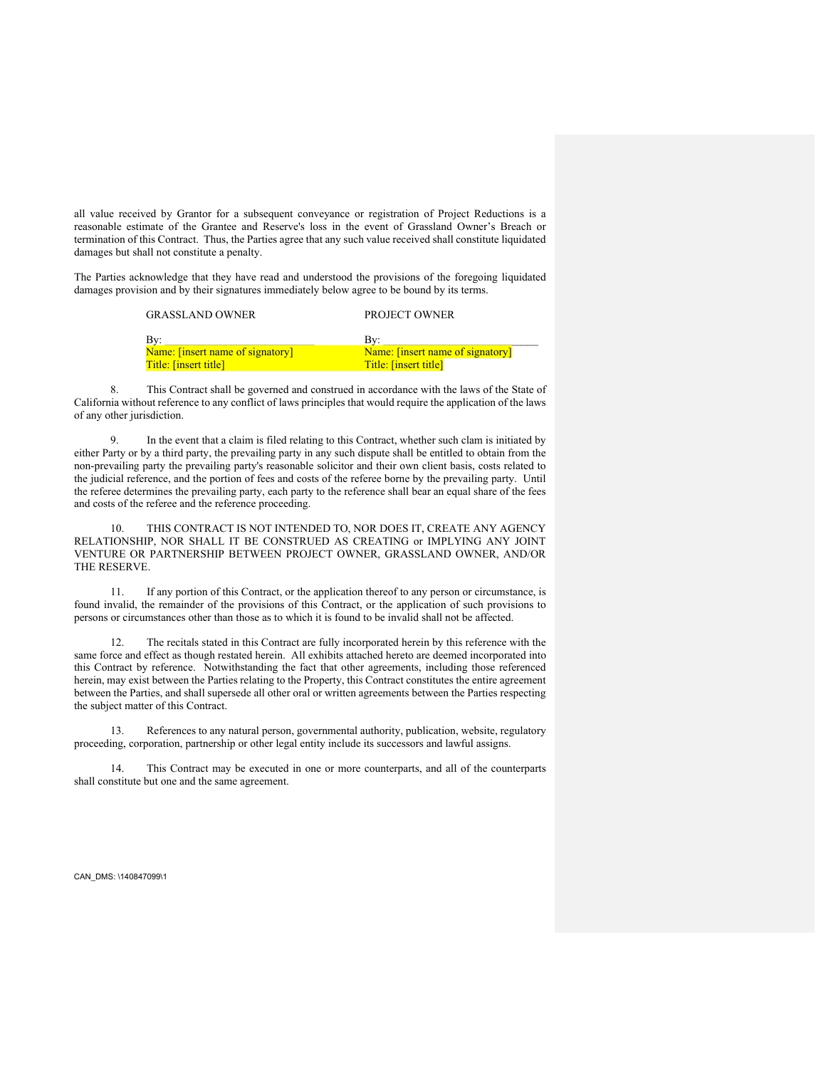all value received by Grantor for a subsequent conveyance or registration of Project Reductions is a reasonable estimate of the Grantee and Reserve's loss in the event of Grassland Owner's Breach or termination of this Contract. Thus, the Parties agree that any such value received shall constitute liquidated damages but shall not constitute a penalty.

The Parties acknowledge that they have read and understood the provisions of the foregoing liquidated damages provision and by their signatures immediately below agree to be bound by its terms.

| GRASSLAND OWNER | PROJECT OWNER |
|---|---|
| By: \_\_\_\_\_\_\_\_\_\_\_\_\_\_\_\_\_\_\_\_\_\_\_\_\_ | By: \_\_\_\_\_\_\_\_\_\_\_\_\_\_\_\_\_\_\_\_\_\_\_\_\_ |
| Name: [insert name of signatory] | Name: [insert name of signatory] |
| Title: [insert title] | Title: [insert title] |

8. This Contract shall be governed and construed in accordance with the laws of the State of California without reference to any conflict of laws principles that would require the application of the laws of any other jurisdiction.

9. In the event that a claim is filed relating to this Contract, whether such clam is initiated by either Party or by a third party, the prevailing party in any such dispute shall be entitled to obtain from the non-prevailing party the prevailing party's reasonable solicitor and their own client basis, costs related to the judicial reference, and the portion of fees and costs of the referee borne by the prevailing party. Until the referee determines the prevailing party, each party to the reference shall bear an equal share of the fees and costs of the referee and the reference proceeding.

10. THIS CONTRACT IS NOT INTENDED TO, NOR DOES IT, CREATE ANY AGENCY RELATIONSHIP, NOR SHALL IT BE CONSTRUED AS CREATING or IMPLYING ANY JOINT VENTURE OR PARTNERSHIP BETWEEN PROJECT OWNER, GRASSLAND OWNER, AND/OR THE RESERVE.

11. If any portion of this Contract, or the application thereof to any person or circumstance, is found invalid, the remainder of the provisions of this Contract, or the application of such provisions to persons or circumstances other than those as to which it is found to be invalid shall not be affected.

12. The recitals stated in this Contract are fully incorporated herein by this reference with the same force and effect as though restated herein. All exhibits attached hereto are deemed incorporated into this Contract by reference. Notwithstanding the fact that other agreements, including those referenced herein, may exist between the Parties relating to the Property, this Contract constitutes the entire agreement between the Parties, and shall supersede all other oral or written agreements between the Parties respecting the subject matter of this Contract.

13. References to any natural person, governmental authority, publication, website, regulatory proceeding, corporation, partnership or other legal entity include its successors and lawful assigns.

14. This Contract may be executed in one or more counterparts, and all of the counterparts shall constitute but one and the same agreement.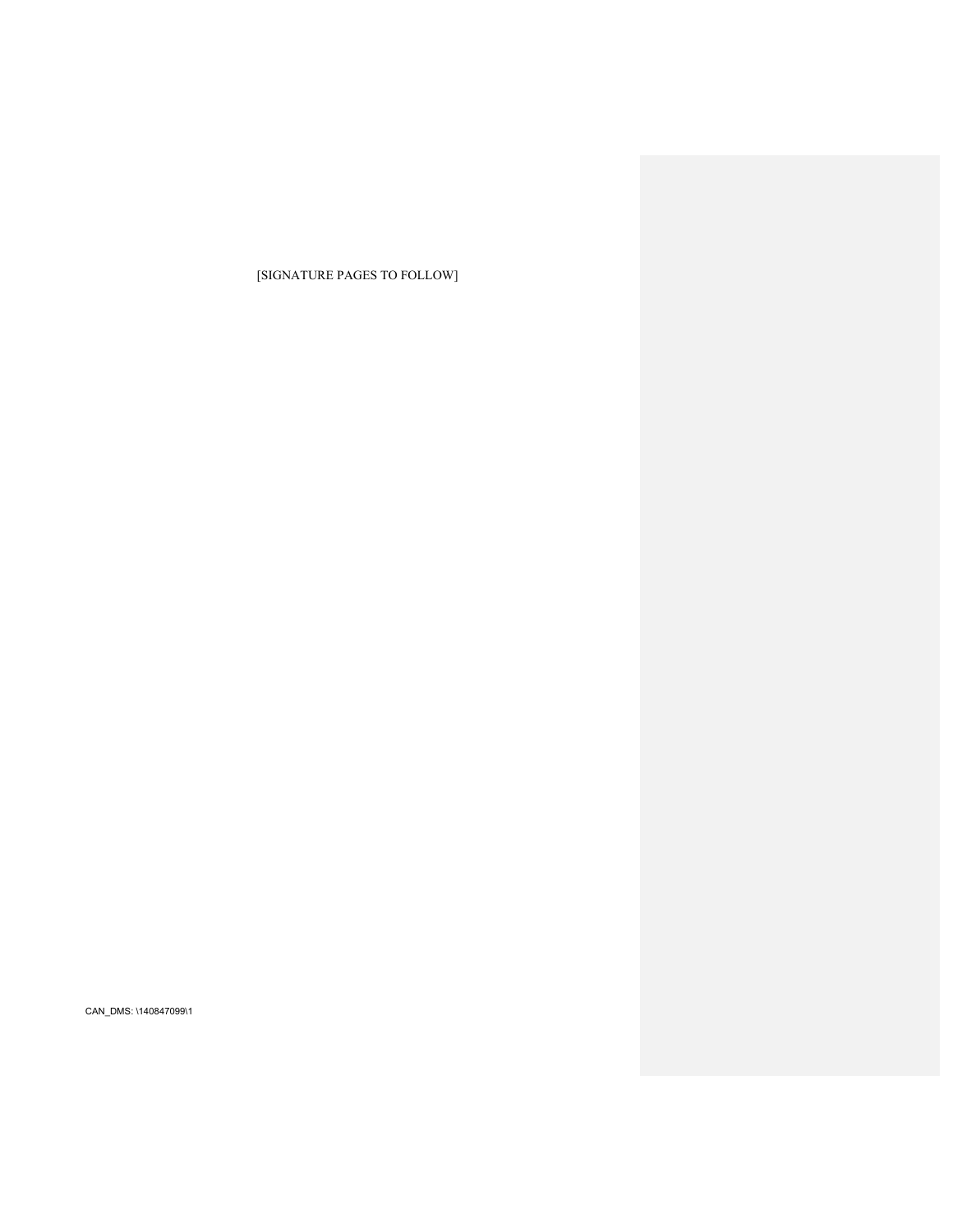[SIGNATURE PAGES TO FOLLOW]

CAN_DMS: \140847099\1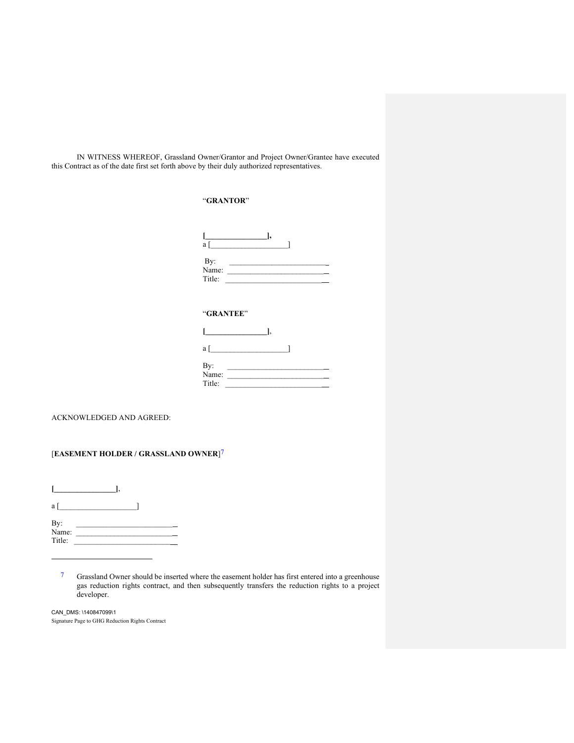IN WITNESS WHEREOF, Grassland Owner/Grantor and Project Owner/Grantee have executed this Contract as of the date first set forth above by their duly authorized representatives.

"**GRANTOR**"

**[_______________],**
a [____________________]

By: _________________________
Name: _________________________
Title: _________________________

"**GRANTEE**"

**[_______________]**,

a [____________________]

By: _________________________
Name: _________________________
Title: _________________________

ACKNOWLEDGED AND AGREED:

[**EASEMENT HOLDER / GRASSLAND OWNER**][7]

**[_______________]**,

a [____________________]

By: _________________________
Name: _________________________
Title: _________________________

---

[7] Grassland Owner should be inserted where the easement holder has first entered into a greenhouse gas reduction rights contract, and then subsequently transfers the reduction rights to a project developer.

CAN_DMS: \140847099\1
Signature Page to GHG Reduction Rights Contract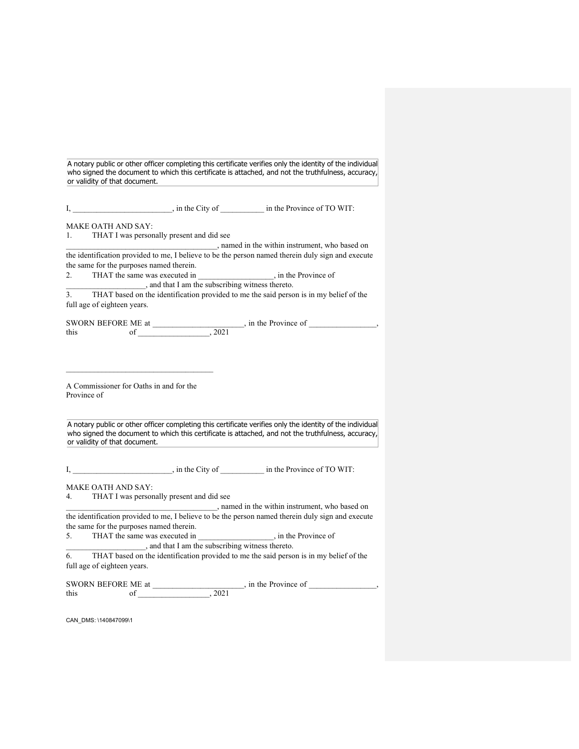A notary public or other officer completing this certificate verifies only the identity of the individual who signed the document to which this certificate is attached, and not the truthfulness, accuracy, or validity of that document.

I, ________________________, in the City of ___________ in the Province of TO WIT:

MAKE OATH AND SAY:

1. THAT I was personally present and did see ______________________________________, named in the within instrument, who based on the identification provided to me, I believe to be the person named therein duly sign and execute the same for the purposes named therein.
2. THAT the same was executed in __________________, in the Province of ___________________, and that I am the subscribing witness thereto.
3. THAT based on the identification provided to me the said person is in my belief of the full age of eighteen years.

SWORN BEFORE ME at ______________________, in the Province of ________________, this of _________________, 2021

____________________________________

A Commissioner for Oaths in and for the Province of

A notary public or other officer completing this certificate verifies only the identity of the individual who signed the document to which this certificate is attached, and not the truthfulness, accuracy, or validity of that document.

I, ________________________, in the City of ___________ in the Province of TO WIT:

MAKE OATH AND SAY:

4. THAT I was personally present and did see ______________________________________, named in the within instrument, who based on the identification provided to me, I believe to be the person named therein duly sign and execute the same for the purposes named therein.
5. THAT the same was executed in __________________, in the Province of ___________________, and that I am the subscribing witness thereto.
6. THAT based on the identification provided to me the said person is in my belief of the full age of eighteen years.

SWORN BEFORE ME at ______________________, in the Province of ________________, this of _________________, 2021

CAN_DMS: \140847099\1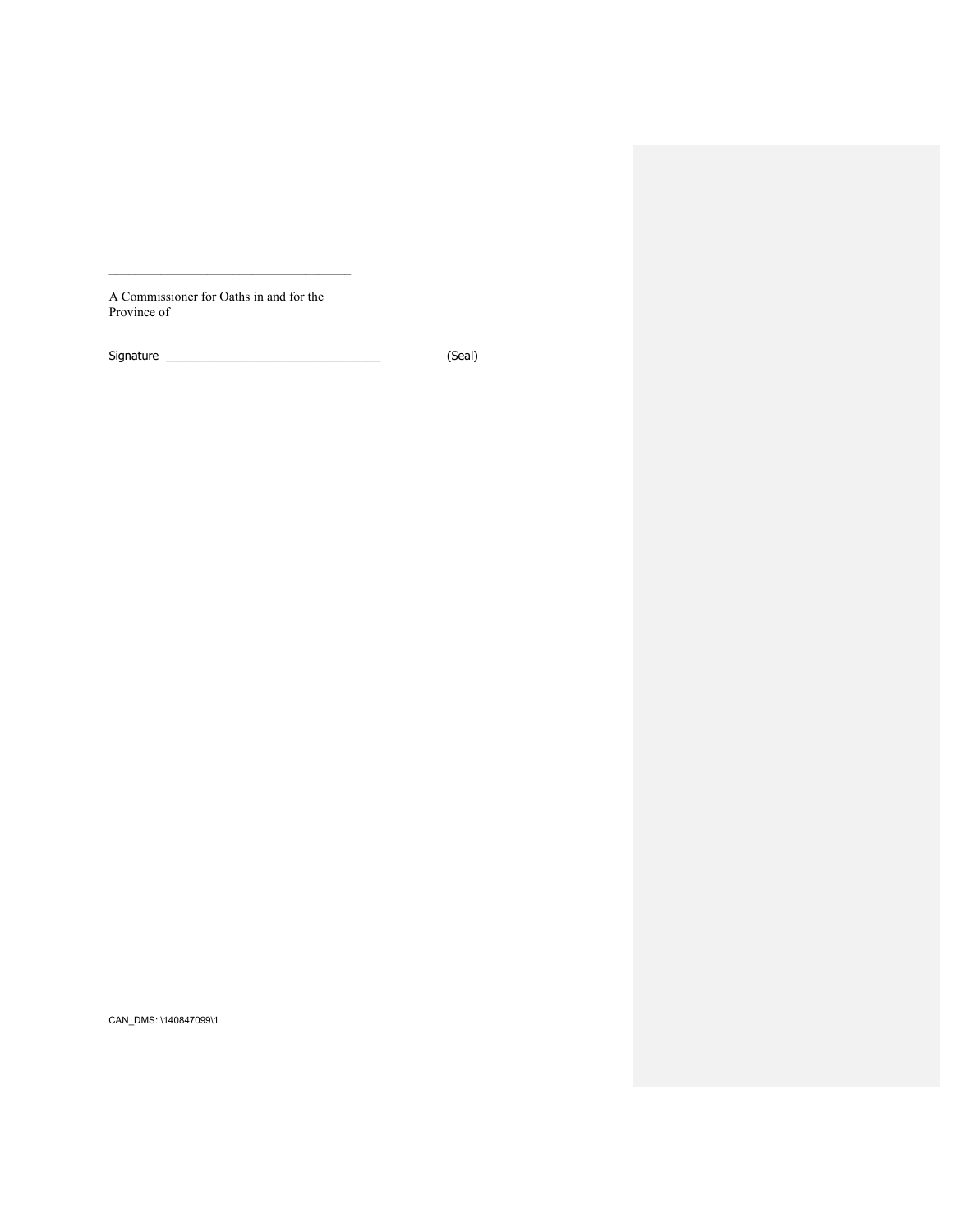____________________________________

A Commissioner for Oaths in and for the Province of

Signature ________________________________ (Seal)

CAN_DMS: \140847099\1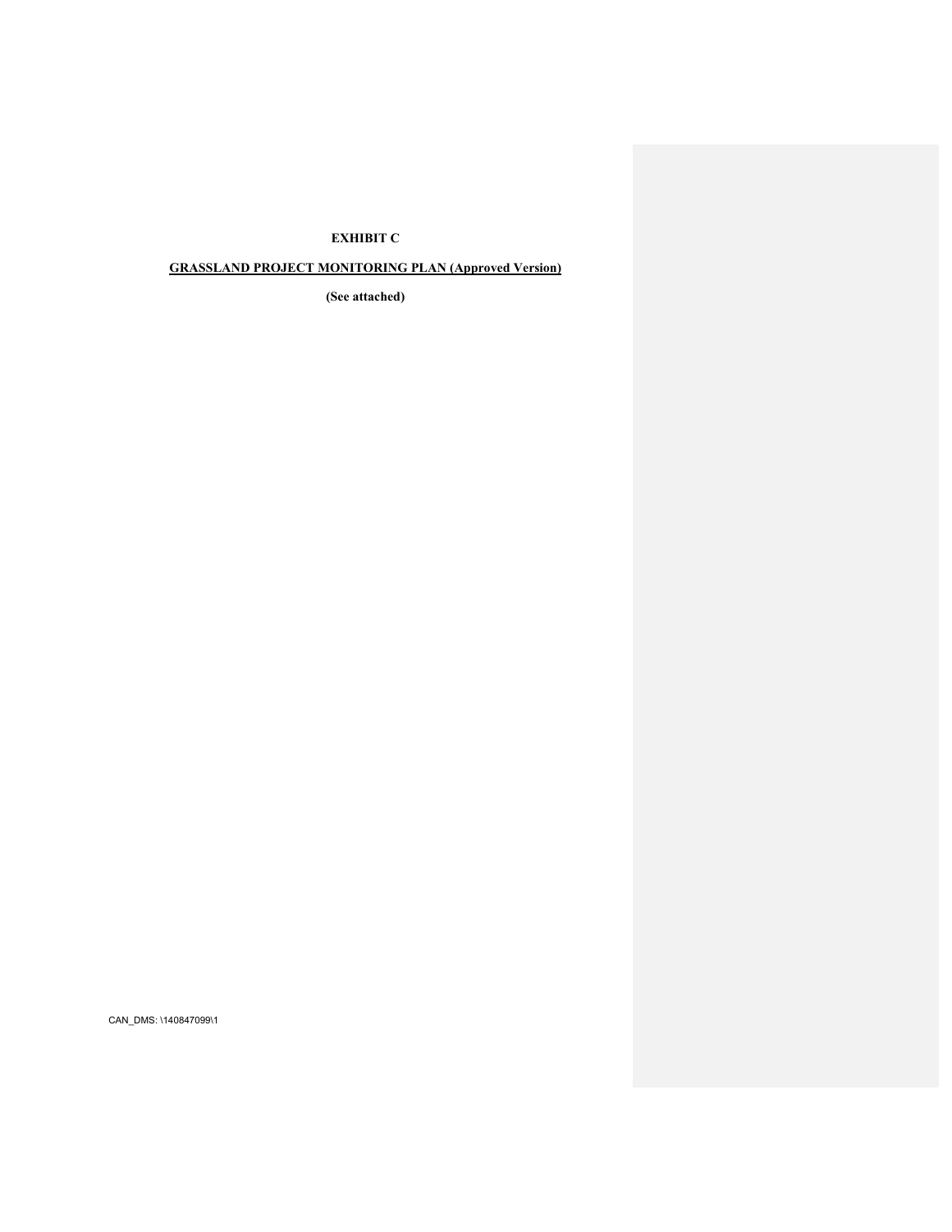**EXHIBIT C**

**GRASSLAND PROJECT MONITORING PLAN (Approved Version)**

**(See attached)**

CAN_DMS: \140847099\1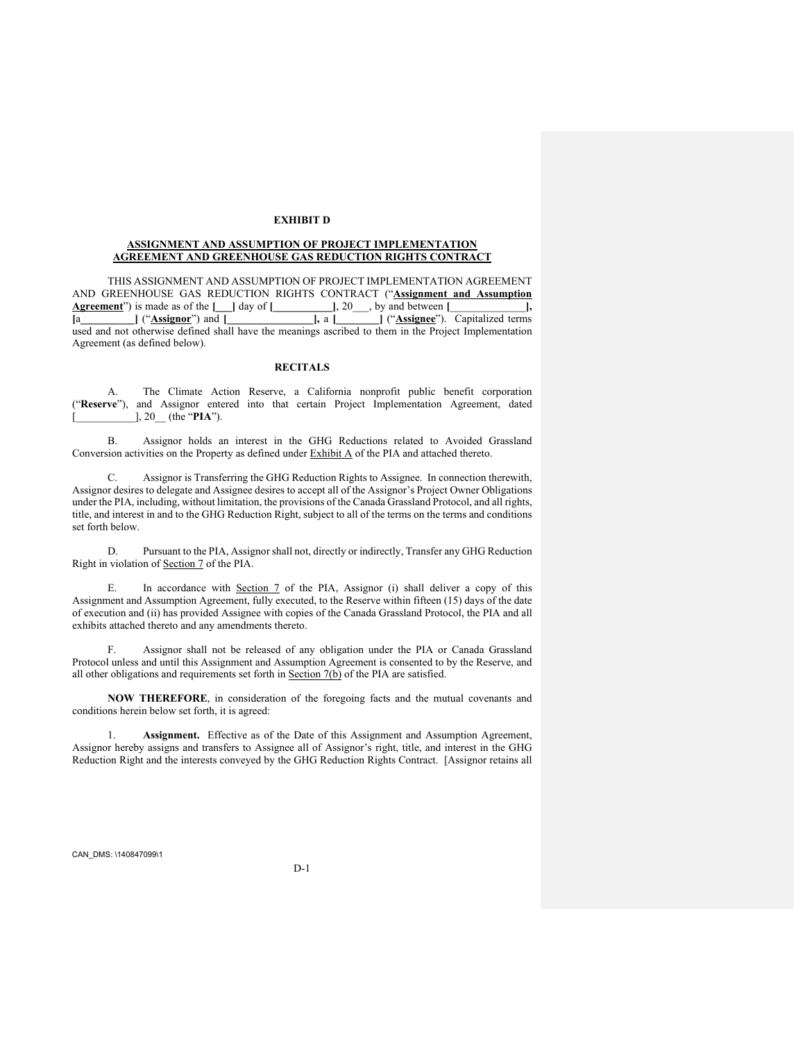**EXHIBIT D**

**ASSIGNMENT AND ASSUMPTION OF PROJECT IMPLEMENTATION AGREEMENT AND GREENHOUSE GAS REDUCTION RIGHTS CONTRACT**

THIS ASSIGNMENT AND ASSUMPTION OF PROJECT IMPLEMENTATION AGREEMENT AND GREENHOUSE GAS REDUCTION RIGHTS CONTRACT ("**Assignment and Assumption Agreement**") is made as of the **[___]** day of **[___________]**, 20___, by and between **[______________], [a__________]** ("**Assignor**") and **[________________],** a **[________]** ("**Assignee**"). Capitalized terms used and not otherwise defined shall have the meanings ascribed to them in the Project Implementation Agreement (as defined below).

**RECITALS**

A. The Climate Action Reserve, a California nonprofit public benefit corporation ("**Reserve**"), and Assignor entered into that certain Project Implementation Agreement, dated [___________], 20__ (the "**PIA**").

B. Assignor holds an interest in the GHG Reductions related to Avoided Grassland Conversion activities on the Property as defined under Exhibit A of the PIA and attached thereto.

C. Assignor is Transferring the GHG Reduction Rights to Assignee. In connection therewith, Assignor desires to delegate and Assignee desires to accept all of the Assignor's Project Owner Obligations under the PIA, including, without limitation, the provisions of the Canada Grassland Protocol, and all rights, title, and interest in and to the GHG Reduction Right, subject to all of the terms on the terms and conditions set forth below.

D. Pursuant to the PIA, Assignor shall not, directly or indirectly, Transfer any GHG Reduction Right in violation of Section 7 of the PIA.

E. In accordance with Section 7 of the PIA, Assignor (i) shall deliver a copy of this Assignment and Assumption Agreement, fully executed, to the Reserve within fifteen (15) days of the date of execution and (ii) has provided Assignee with copies of the Canada Grassland Protocol, the PIA and all exhibits attached thereto and any amendments thereto.

F. Assignor shall not be released of any obligation under the PIA or Canada Grassland Protocol unless and until this Assignment and Assumption Agreement is consented to by the Reserve, and all other obligations and requirements set forth in Section 7(b) of the PIA are satisfied.

**NOW THEREFORE**, in consideration of the foregoing facts and the mutual covenants and conditions herein below set forth, it is agreed:

1. **Assignment.** Effective as of the Date of this Assignment and Assumption Agreement, Assignor hereby assigns and transfers to Assignee all of Assignor's right, title, and interest in the GHG Reduction Right and the interests conveyed by the GHG Reduction Rights Contract. [Assignor retains all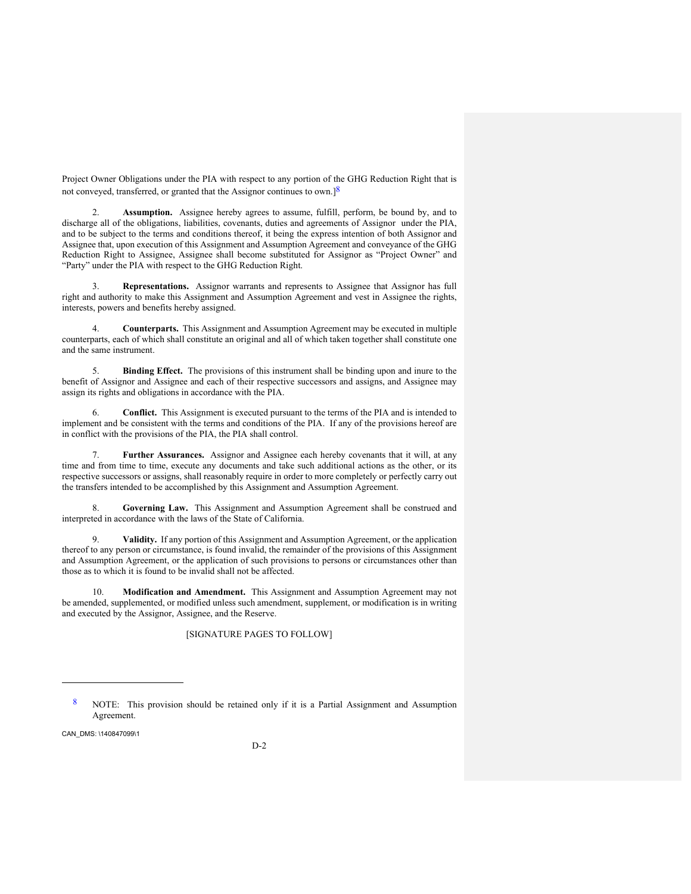Project Owner Obligations under the PIA with respect to any portion of the GHG Reduction Right that is not conveyed, transferred, or granted that the Assignor continues to own.][8]

2. **Assumption.** Assignee hereby agrees to assume, fulfill, perform, be bound by, and to discharge all of the obligations, liabilities, covenants, duties and agreements of Assignor under the PIA, and to be subject to the terms and conditions thereof, it being the express intention of both Assignor and Assignee that, upon execution of this Assignment and Assumption Agreement and conveyance of the GHG Reduction Right to Assignee, Assignee shall become substituted for Assignor as "Project Owner" and "Party" under the PIA with respect to the GHG Reduction Right.

3. **Representations.** Assignor warrants and represents to Assignee that Assignor has full right and authority to make this Assignment and Assumption Agreement and vest in Assignee the rights, interests, powers and benefits hereby assigned.

4. **Counterparts.** This Assignment and Assumption Agreement may be executed in multiple counterparts, each of which shall constitute an original and all of which taken together shall constitute one and the same instrument.

5. **Binding Effect.** The provisions of this instrument shall be binding upon and inure to the benefit of Assignor and Assignee and each of their respective successors and assigns, and Assignee may assign its rights and obligations in accordance with the PIA.

6. **Conflict.** This Assignment is executed pursuant to the terms of the PIA and is intended to implement and be consistent with the terms and conditions of the PIA. If any of the provisions hereof are in conflict with the provisions of the PIA, the PIA shall control.

7. **Further Assurances.** Assignor and Assignee each hereby covenants that it will, at any time and from time to time, execute any documents and take such additional actions as the other, or its respective successors or assigns, shall reasonably require in order to more completely or perfectly carry out the transfers intended to be accomplished by this Assignment and Assumption Agreement.

8. **Governing Law.** This Assignment and Assumption Agreement shall be construed and interpreted in accordance with the laws of the State of California.

9. **Validity.** If any portion of this Assignment and Assumption Agreement, or the application thereof to any person or circumstance, is found invalid, the remainder of the provisions of this Assignment and Assumption Agreement, or the application of such provisions to persons or circumstances other than those as to which it is found to be invalid shall not be affected.

10. **Modification and Amendment.** This Assignment and Assumption Agreement may not be amended, supplemented, or modified unless such amendment, supplement, or modification is in writing and executed by the Assignor, Assignee, and the Reserve.

[SIGNATURE PAGES TO FOLLOW]

---

[8] NOTE: This provision should be retained only if it is a Partial Assignment and Assumption Agreement.

CAN_DMS: \140847099\1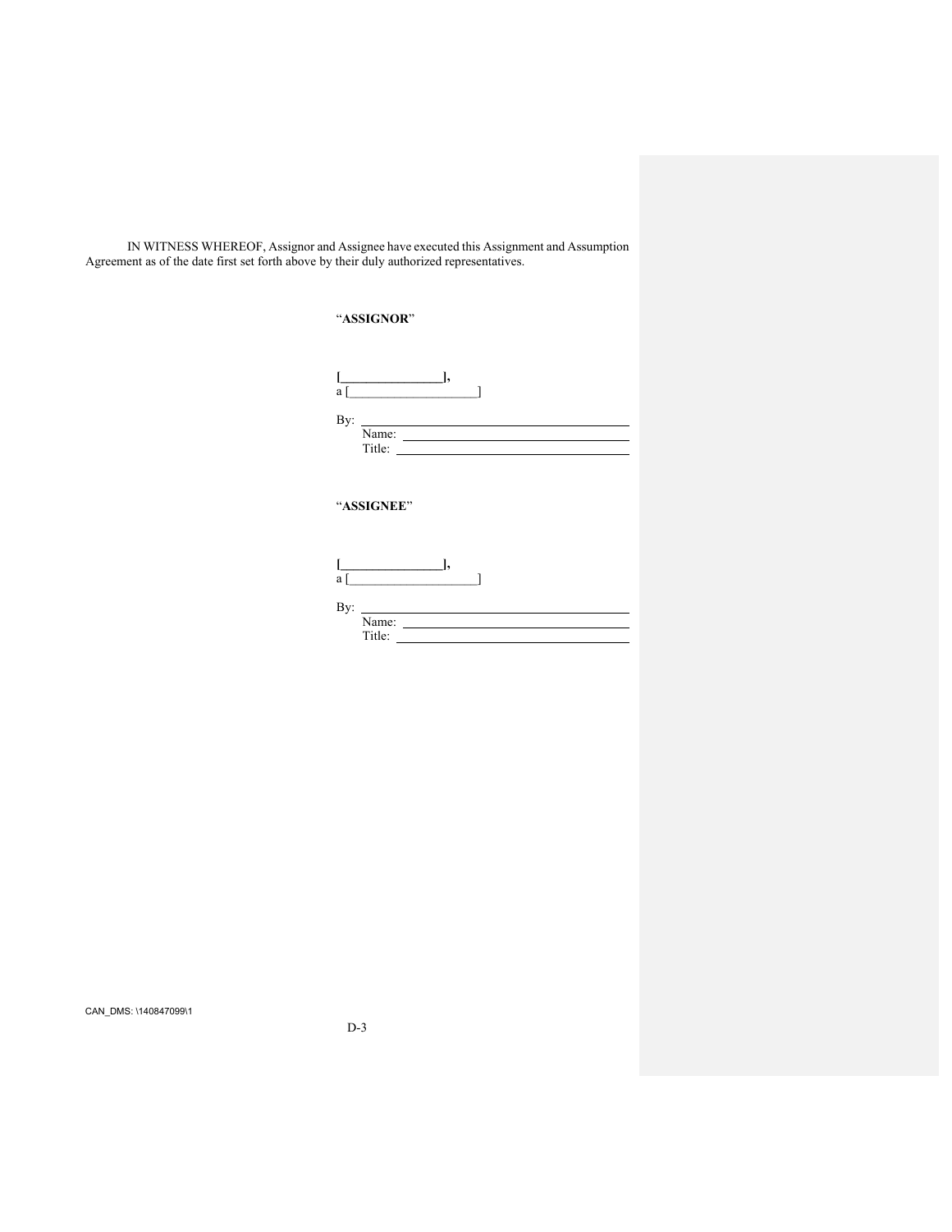IN WITNESS WHEREOF, Assignor and Assignee have executed this Assignment and Assumption Agreement as of the date first set forth above by their duly authorized representatives.

"**ASSIGNOR**"

**[_______________],**
a [____________________]

By: ________________________________________
Name: ________________________________________
Title: ________________________________________

"**ASSIGNEE**"

**[_______________],**
a [____________________]

By: ________________________________________
Name: ________________________________________
Title: ________________________________________

CAN_DMS: \140847099\1

D-3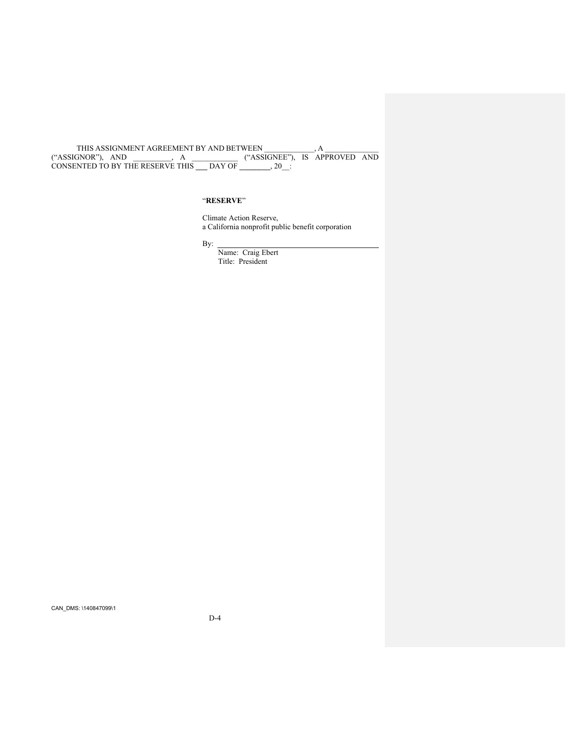THIS ASSIGNMENT AGREEMENT BY AND BETWEEN _____________, A ______________ ("ASSIGNOR"), AND __________, A ____________ ("ASSIGNEE"), IS APPROVED AND CONSENTED TO BY THE RESERVE THIS ___ DAY OF ________, 20__:

"**RESERVE**"

Climate Action Reserve,
a California nonprofit public benefit corporation

By: ________________________________________

Name: Craig Ebert
Title: President

CAN_DMS: \140847099\1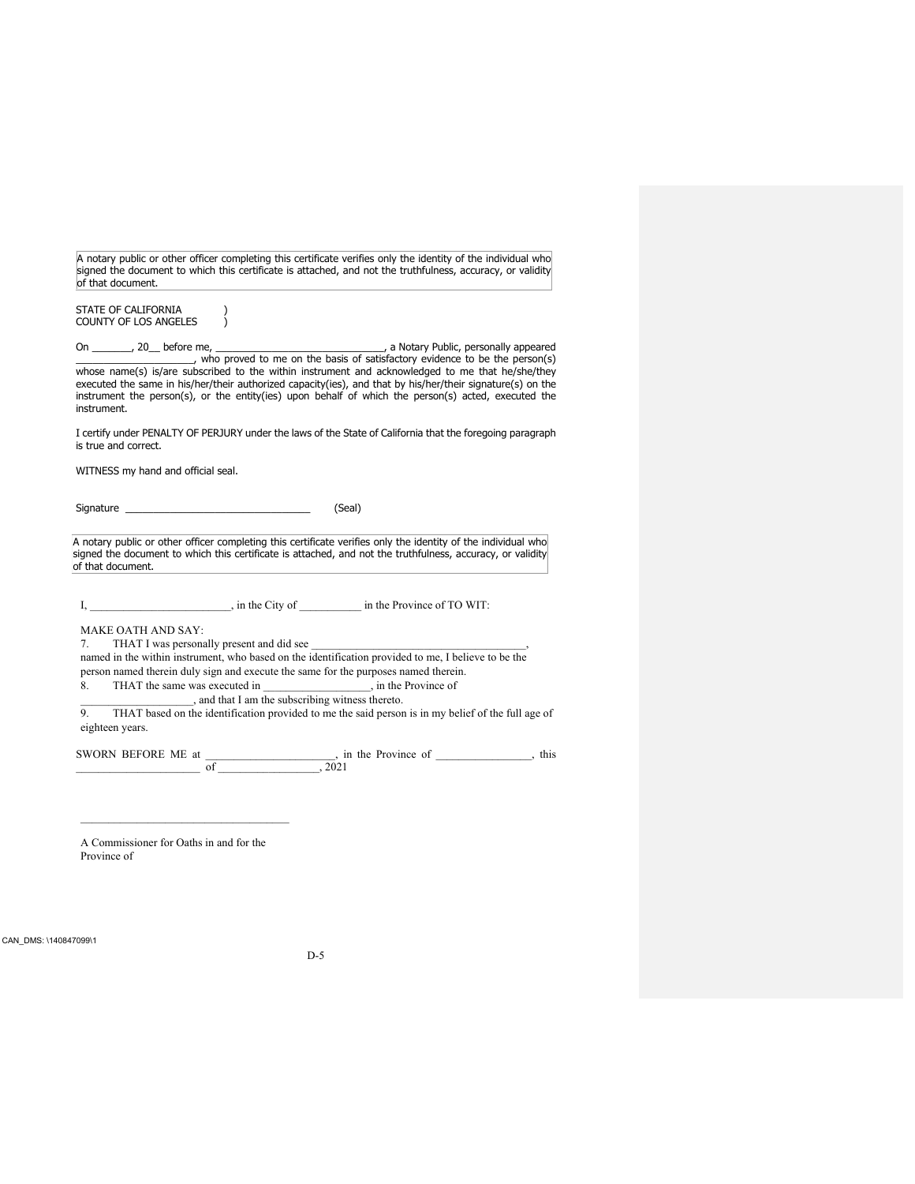A notary public or other officer completing this certificate verifies only the identity of the individual who signed the document to which this certificate is attached, and not the truthfulness, accuracy, or validity of that document.

STATE OF CALIFORNIA )
COUNTY OF LOS ANGELES )

On _______, 20__ before me, _____________________________, a Notary Public, personally appeared _____________________, who proved to me on the basis of satisfactory evidence to be the person(s) whose name(s) is/are subscribed to the within instrument and acknowledged to me that he/she/they executed the same in his/her/their authorized capacity(ies), and that by his/her/their signature(s) on the instrument the person(s), or the entity(ies) upon behalf of which the person(s) acted, executed the instrument.

I certify under PENALTY OF PERJURY under the laws of the State of California that the foregoing paragraph is true and correct.

WITNESS my hand and official seal.

Signature _________________________________ (Seal)

A notary public or other officer completing this certificate verifies only the identity of the individual who signed the document to which this certificate is attached, and not the truthfulness, accuracy, or validity of that document.

I, ________________________, in the City of ___________ in the Province of TO WIT:

MAKE OATH AND SAY:

7. THAT I was personally present and did see ______________________________________, named in the within instrument, who based on the identification provided to me, I believe to be the person named therein duly sign and execute the same for the purposes named therein.
8. THAT the same was executed in ___________________, in the Province of ____________________, and that I am the subscribing witness thereto.
9. THAT based on the identification provided to me the said person is in my belief of the full age of eighteen years.

SWORN BEFORE ME at ______________________, in the Province of ________________, this _____________________ of _________________, 2021

____________________________________

A Commissioner for Oaths in and for the Province of

CAN_DMS: \140847099\1